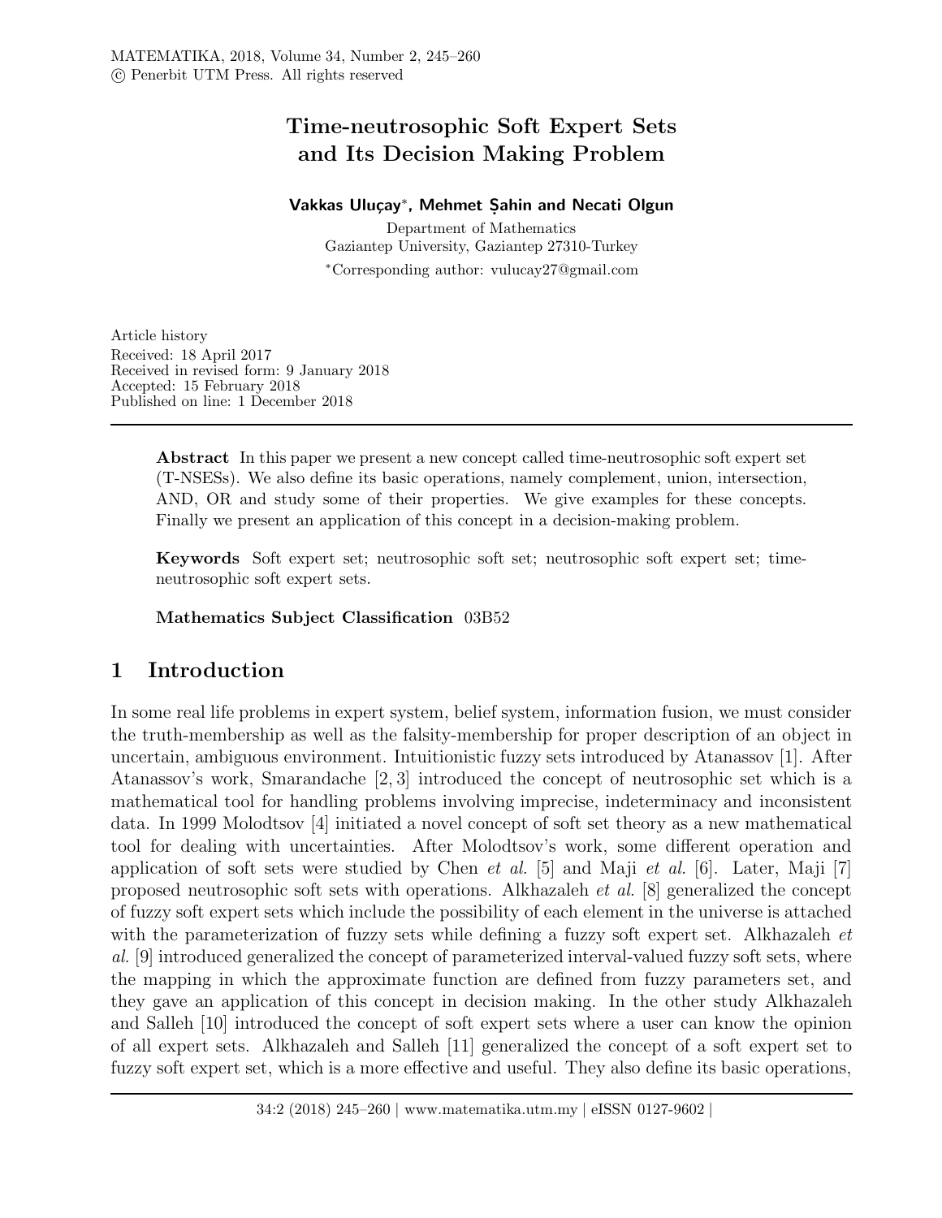# Time-neutrosophic Soft Expert Sets and Its Decision Making Problem

**Vakkas Uluçay***, **Mehmet Şahin and Necati Olgun**

Department of Mathematics
Gaziantep University, Gaziantep 27310-Turkey
*Corresponding author: vulucay27@gmail.com

Article history
Received: 18 April 2017
Received in revised form: 9 January 2018
Accepted: 15 February 2018
Published on line: 1 December 2018

---

**Abstract** In this paper we present a new concept called time-neutrosophic soft expert set (T-NSESs). We also define its basic operations, namely complement, union, intersection, AND, OR and study some of their properties. We give examples for these concepts. Finally we present an application of this concept in a decision-making problem.

**Keywords** Soft expert set; neutrosophic soft set; neutrosophic soft expert set; time-neutrosophic soft expert sets.

**Mathematics Subject Classification** 03B52

## 1 Introduction

In some real life problems in expert system, belief system, information fusion, we must consider the truth-membership as well as the falsity-membership for proper description of an object in uncertain, ambiguous environment. Intuitionistic fuzzy sets introduced by Atanassov [1]. After Atanassov's work, Smarandache [2, 3] introduced the concept of neutrosophic set which is a mathematical tool for handling problems involving imprecise, indeterminacy and inconsistent data. In 1999 Molodtsov [4] initiated a novel concept of soft set theory as a new mathematical tool for dealing with uncertainties. After Molodtsov's work, some different operation and application of soft sets were studied by Chen *et al.* [5] and Maji *et al.* [6]. Later, Maji [7] proposed neutrosophic soft sets with operations. Alkhazaleh *et al.* [8] generalized the concept of fuzzy soft expert sets which include the possibility of each element in the universe is attached with the parameterization of fuzzy sets while defining a fuzzy soft expert set. Alkhazaleh *et al.* [9] introduced generalized the concept of parameterized interval-valued fuzzy soft sets, where the mapping in which the approximate function are defined from fuzzy parameters set, and they gave an application of this concept in decision making. In the other study Alkhazaleh and Salleh [10] introduced the concept of soft expert sets where a user can know the opinion of all expert sets. Alkhazaleh and Salleh [11] generalized the concept of a soft expert set to fuzzy soft expert set, which is a more effective and useful. They also define its basic operations,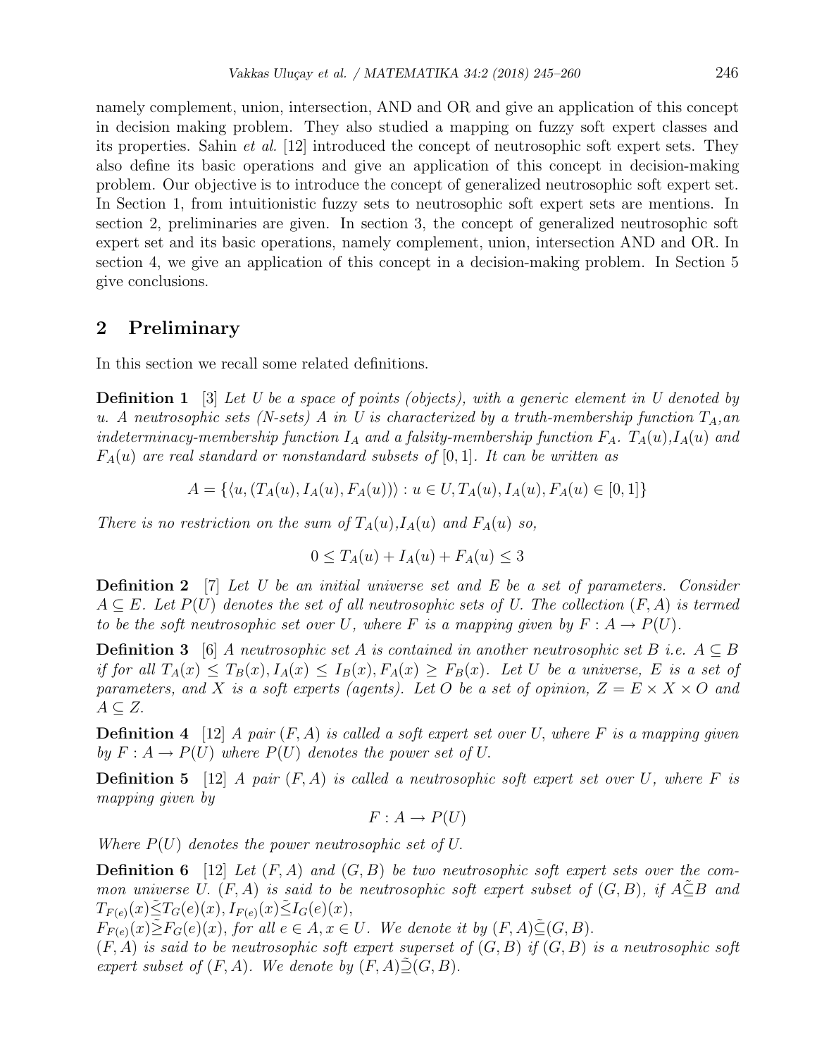namely complement, union, intersection, AND and OR and give an application of this concept in decision making problem. They also studied a mapping on fuzzy soft expert classes and its properties. Sahin *et al.* [12] introduced the concept of neutrosophic soft expert sets. They also define its basic operations and give an application of this concept in decision-making problem. Our objective is to introduce the concept of generalized neutrosophic soft expert set. In Section 1, from intuitionistic fuzzy sets to neutrosophic soft expert sets are mentions. In section 2, preliminaries are given. In section 3, the concept of generalized neutrosophic soft expert set and its basic operations, namely complement, union, intersection AND and OR. In section 4, we give an application of this concept in a decision-making problem. In Section 5 give conclusions.

## 2 Preliminary

In this section we recall some related definitions.

**Definition 1** [3] *Let $U$ be a space of points (objects), with a generic element in $U$ denoted by $u$. A neutrosophic sets (N-sets) $A$ in $U$ is characterized by a truth-membership function $T_A$, an indeterminacy-membership function $I_A$ and a falsity-membership function $F_A$. $T_A(u)$, $I_A(u)$ and $F_A(u)$ are real standard or nonstandard subsets of $[0, 1]$. It can be written as*

$$A = \{\langle u, (T_A(u), I_A(u), F_A(u))\rangle : u \in U, T_A(u), I_A(u), F_A(u) \in [0, 1]\}$$

*There is no restriction on the sum of $T_A(u)$, $I_A(u)$ and $F_A(u)$ so,*

$$0 \leq T_A(u) + I_A(u) + F_A(u) \leq 3$$

**Definition 2** [7] *Let $U$ be an initial universe set and $E$ be a set of parameters. Consider $A \subseteq E$. Let $P(U)$ denotes the set of all neutrosophic sets of $U$. The collection $(F, A)$ is termed to be the soft neutrosophic set over $U$, where $F$ is a mapping given by $F : A \to P(U)$.*

**Definition 3** [6] *A neutrosophic set $A$ is contained in another neutrosophic set $B$ i.e. $A \subseteq B$ if for all $T_A(x) \leq T_B(x), I_A(x) \leq I_B(x), F_A(x) \geq F_B(x)$. Let $U$ be a universe, $E$ is a set of parameters, and $X$ is a soft experts (agents). Let $O$ be a set of opinion, $Z = E \times X \times O$ and $A \subseteq Z$.*

**Definition 4** [12] *A pair $(F, A)$ is called a soft expert set over $U$, where $F$ is a mapping given by $F : A \to P(U)$ where $P(U)$ denotes the power set of $U$.*

**Definition 5** [12] *A pair $(F, A)$ is called a neutrosophic soft expert set over $U$, where $F$ is mapping given by*

$$F : A \to P(U)$$

*Where $P(U)$ denotes the power neutrosophic set of $U$.*

**Definition 6** [12] *Let $(F, A)$ and $(G, B)$ be two neutrosophic soft expert sets over the common universe $U$. $(F, A)$ is said to be neutrosophic soft expert subset of $(G, B)$, if $A\tilde{\subseteq}B$ and $T_{F(e)}(x)\tilde{\leq}T_G(e)(x), I_{F(e)}(x)\tilde{\leq}I_G(e)(x)$,*
*$F_{F(e)}(x)\tilde{\geq}F_G(e)(x)$, for all $e \in A, x \in U$. We denote it by $(F, A)\tilde{\subseteq}(G, B)$.*
*$(F, A)$ is said to be neutrosophic soft expert superset of $(G, B)$ if $(G, B)$ is a neutrosophic soft expert subset of $(F, A)$. We denote by $(F, A)\tilde{\supseteq}(G, B)$.*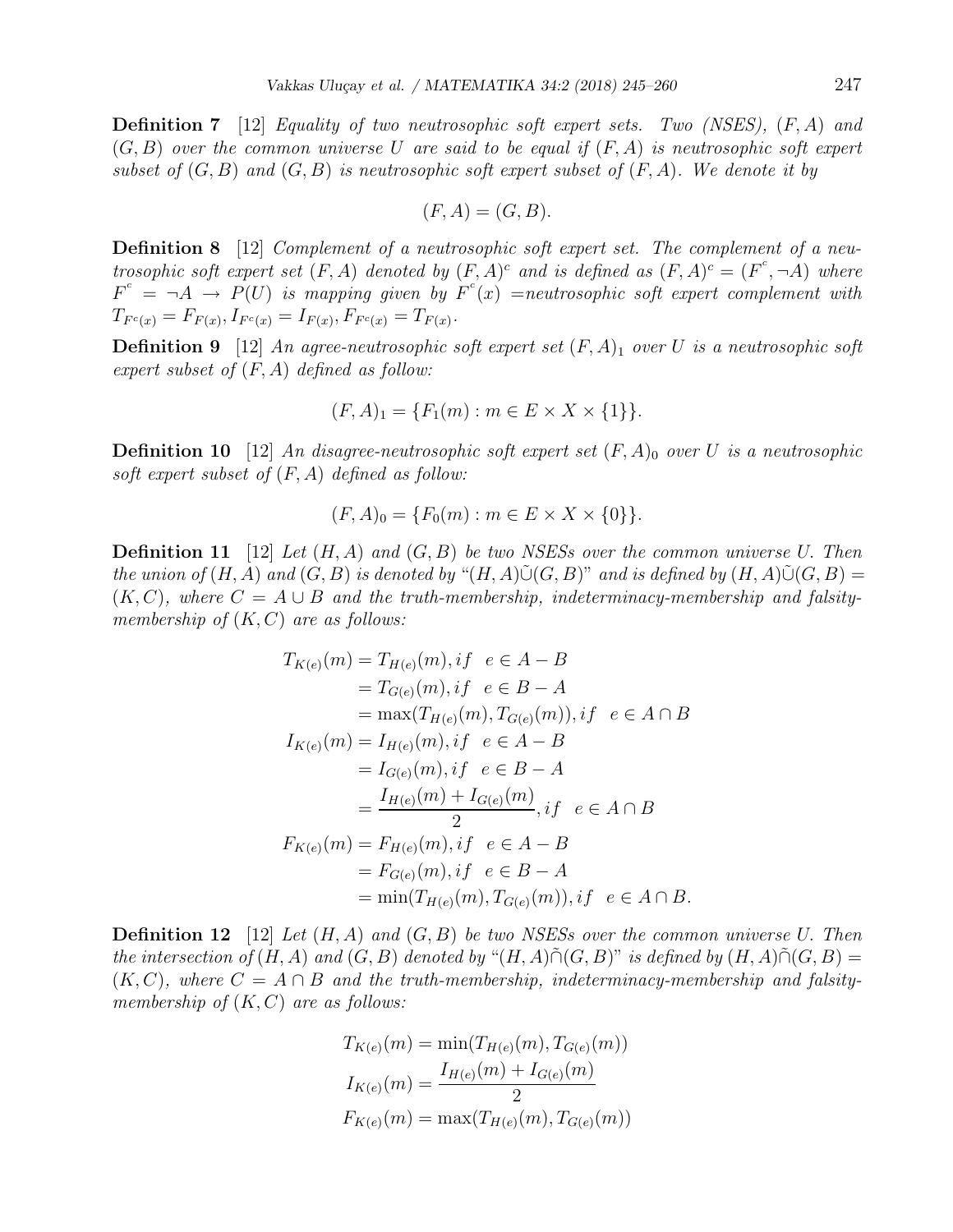**Definition 7** [12] *Equality of two neutrosophic soft expert sets. Two (NSES), $(F, A)$ and $(G, B)$ over the common universe $U$ are said to be equal if $(F, A)$ is neutrosophic soft expert subset of $(G, B)$ and $(G, B)$ is neutrosophic soft expert subset of $(F, A)$. We denote it by*

$$(F, A) = (G, B).$$

**Definition 8** [12] *Complement of a neutrosophic soft expert set. The complement of a neutrosophic soft expert set $(F, A)$ denoted by $(F, A)^c$ and is defined as $(F, A)^c = (F^c, \neg A)$ where $F^c = \neg A \rightarrow P(U)$ is mapping given by $F^c(x)$ =neutrosophic soft expert complement with $T_{F^c(x)} = F_{F(x)}, I_{F^c(x)} = I_{F(x)}, F_{F^c(x)} = T_{F(x)}$.*

**Definition 9** [12] *An agree-neutrosophic soft expert set $(F, A)_1$ over $U$ is a neutrosophic soft expert subset of $(F, A)$ defined as follow:*

$$(F, A)_1 = \{F_1(m) : m \in E \times X \times \{1\}\}.$$

**Definition 10** [12] *An disagree-neutrosophic soft expert set $(F, A)_0$ over $U$ is a neutrosophic soft expert subset of $(F, A)$ defined as follow:*

$$(F, A)_0 = \{F_0(m) : m \in E \times X \times \{0\}\}.$$

**Definition 11** [12] *Let $(H, A)$ and $(G, B)$ be two NSESs over the common universe U. Then the union of $(H, A)$ and $(G, B)$ is denoted by "$(H, A)\tilde{\cup}(G, B)$" and is defined by $(H, A)\tilde{\cup}(G, B) = (K, C)$, where $C = A \cup B$ and the truth-membership, indeterminacy-membership and falsity-membership of $(K, C)$ are as follows:*

$$
\begin{aligned}
T_{K(e)}(m) &= T_{H(e)}(m), if \quad e \in A - B \\
&= T_{G(e)}(m), if \quad e \in B - A \\
&= \max(T_{H(e)}(m), T_{G(e)}(m)), if \quad e \in A \cap B \\
I_{K(e)}(m) &= I_{H(e)}(m), if \quad e \in A - B \\
&= I_{G(e)}(m), if \quad e \in B - A \\
&= \frac{I_{H(e)}(m) + I_{G(e)}(m)}{2}, if \quad e \in A \cap B \\
F_{K(e)}(m) &= F_{H(e)}(m), if \quad e \in A - B \\
&= F_{G(e)}(m), if \quad e \in B - A \\
&= \min(T_{H(e)}(m), T_{G(e)}(m)), if \quad e \in A \cap B.
\end{aligned}
$$

**Definition 12** [12] *Let $(H, A)$ and $(G, B)$ be two NSESs over the common universe U. Then the intersection of $(H, A)$ and $(G, B)$ denoted by "$(H, A)\tilde{\cap}(G, B)$" is defined by $(H, A)\tilde{\cap}(G, B) = (K, C)$, where $C = A \cap B$ and the truth-membership, indeterminacy-membership and falsity-membership of $(K, C)$ are as follows:*

$$
\begin{aligned}
T_{K(e)}(m) &= \min(T_{H(e)}(m), T_{G(e)}(m)) \\
I_{K(e)}(m) &= \frac{I_{H(e)}(m) + I_{G(e)}(m)}{2} \\
F_{K(e)}(m) &= \max(T_{H(e)}(m), T_{G(e)}(m))
\end{aligned}
$$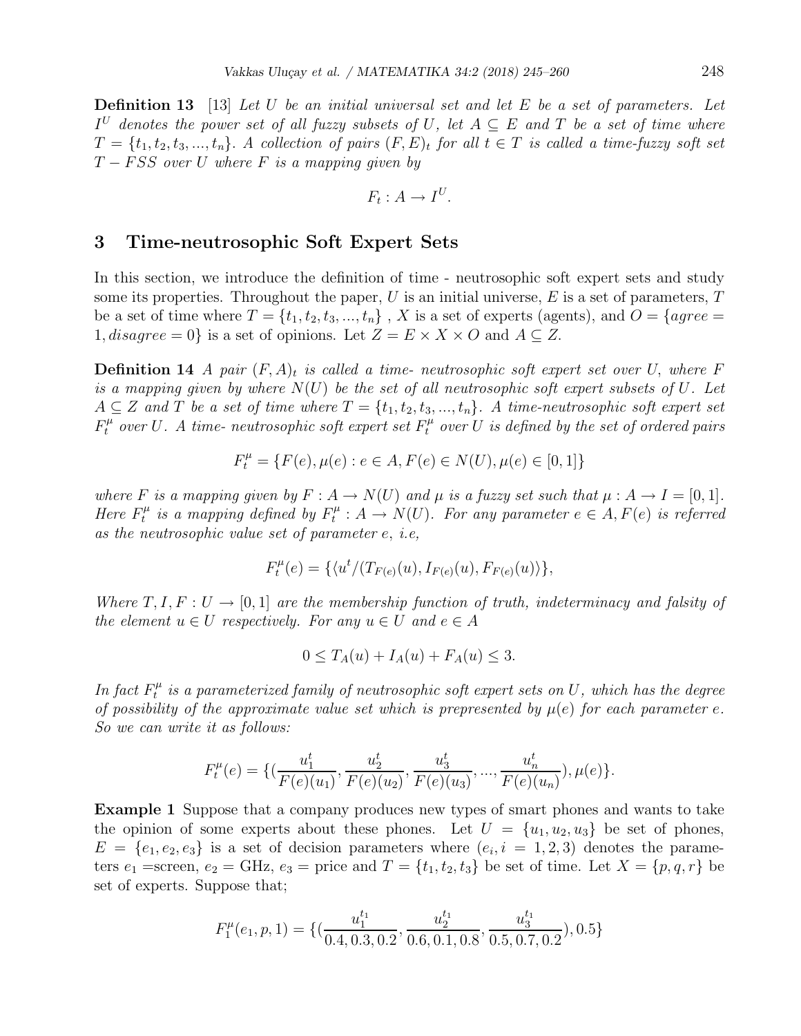**Definition 13** [13] *Let $U$ be an initial universal set and let $E$ be a set of parameters. Let $I^U$ denotes the power set of all fuzzy subsets of $U$, let $A \subseteq E$ and $T$ be a set of time where $T = \{t_1, t_2, t_3, ..., t_n\}$. A collection of pairs $(F, E)_t$ for all $t \in T$ is called a time-fuzzy soft set $T - FSS$ over $U$ where $F$ is a mapping given by*

$$F_t : A \to I^U.$$

## 3 Time-neutrosophic Soft Expert Sets

In this section, we introduce the definition of time - neutrosophic soft expert sets and study some its properties. Throughout the paper, $U$ is an initial universe, $E$ is a set of parameters, $T$ be a set of time where $T = \{t_1, t_2, t_3, ..., t_n\}$ , $X$ is a set of experts (agents), and $O = \{agree = 1, disagree = 0\}$ is a set of opinions. Let $Z = E \times X \times O$ and $A \subseteq Z$.

**Definition 14** *A pair $(F, A)_t$ is called a time- neutrosophic soft expert set over $U$, where $F$ is a mapping given by where $N(U)$ be the set of all neutrosophic soft expert subsets of $U$. Let $A \subseteq Z$ and $T$ be a set of time where $T = \{t_1, t_2, t_3, ..., t_n\}$. A time-neutrosophic soft expert set $F_t^\mu$ over $U$. A time- neutrosophic soft expert set $F_t^\mu$ over $U$ is defined by the set of ordered pairs*

$$F_t^\mu = \{F(e), \mu(e) : e \in A, F(e) \in N(U), \mu(e) \in [0, 1]\}$$

*where $F$ is a mapping given by $F : A \to N(U)$ and $\mu$ is a fuzzy set such that $\mu : A \to I = [0, 1]$. Here $F_t^\mu$ is a mapping defined by $F_t^\mu : A \to N(U)$. For any parameter $e \in A, F(e)$ is referred as the neutrosophic value set of parameter $e$, i.e,*

$$F_t^\mu(e) = \{\langle u^t/(T_{F(e)}(u), I_{F(e)}(u), F_{F(e)}(u)\rangle\},$$

*Where $T, I, F : U \to [0, 1]$ are the membership function of truth, indeterminacy and falsity of the element $u \in U$ respectively. For any $u \in U$ and $e \in A$*

$$0 \leq T_A(u) + I_A(u) + F_A(u) \leq 3.$$

*In fact $F_t^\mu$ is a parameterized family of neutrosophic soft expert sets on $U$, which has the degree of possibility of the approximate value set which is prepresented by $\mu(e)$ for each parameter $e$. So we can write it as follows:*

$$F_t^\mu(e) = \{(\frac{u_1^t}{F(e)(u_1)}, \frac{u_2^t}{F(e)(u_2)}, \frac{u_3^t}{F(e)(u_3)}, ..., \frac{u_n^t}{F(e)(u_n)}), \mu(e)\}.$$

**Example 1** Suppose that a company produces new types of smart phones and wants to take the opinion of some experts about these phones. Let $U = \{u_1, u_2, u_3\}$ be set of phones, $E = \{e_1, e_2, e_3\}$ is a set of decision parameters where $(e_i, i = 1, 2, 3)$ denotes the parameters $e_1$ =screen, $e_2$ = GHz, $e_3$ = price and $T = \{t_1, t_2, t_3\}$ be set of time. Let $X = \{p, q, r\}$ be set of experts. Suppose that;

$$F_1^\mu(e_1, p, 1) = \{(\frac{u_1^{t_1}}{0.4, 0.3, 0.2}, \frac{u_2^{t_1}}{0.6, 0.1, 0.8}, \frac{u_3^{t_1}}{0.5, 0.7, 0.2}), 0.5\}$$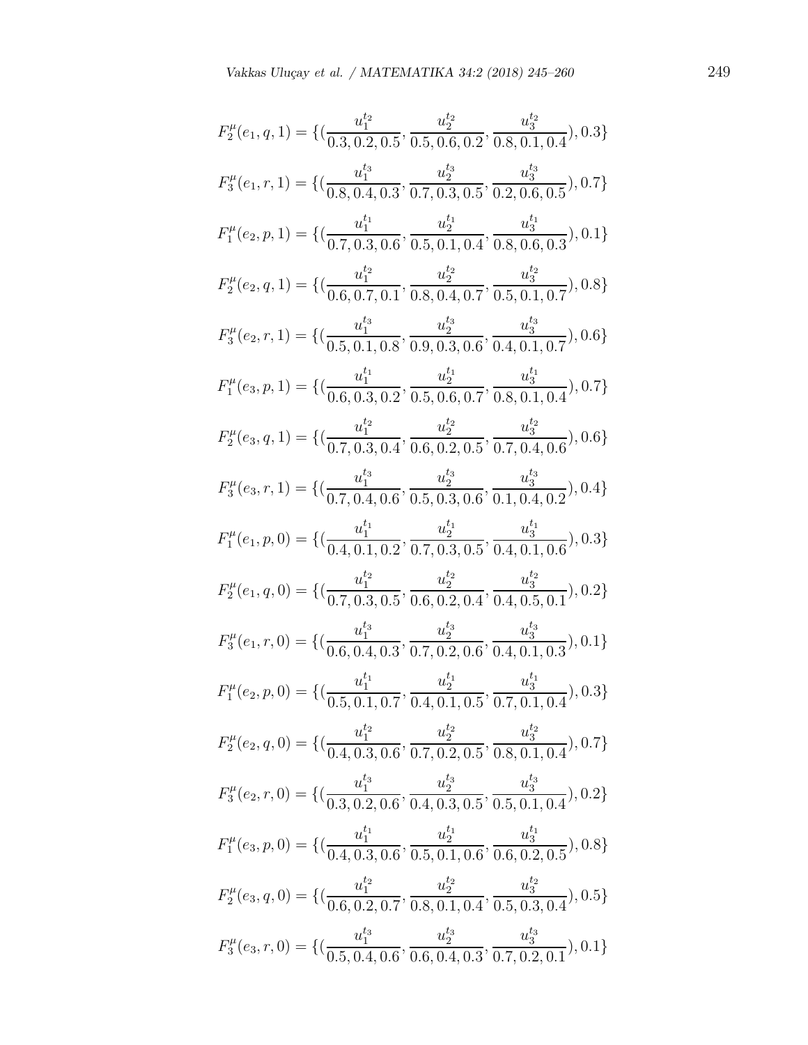$$F_2^{\mu}(e_1,q,1) = \{(\frac{u_1^{t_2}}{0.3,0.2,0.5}, \frac{u_2^{t_2}}{0.5,0.6,0.2}, \frac{u_3^{t_2}}{0.8,0.1,0.4}), 0.3\}$$

$$F_3^{\mu}(e_1,r,1) = \{(\frac{u_1^{t_3}}{0.8,0.4,0.3}, \frac{u_2^{t_3}}{0.7,0.3,0.5}, \frac{u_3^{t_3}}{0.2,0.6,0.5}), 0.7\}$$

$$F_1^{\mu}(e_2,p,1) = \{(\frac{u_1^{t_1}}{0.7,0.3,0.6}, \frac{u_2^{t_1}}{0.5,0.1,0.4}, \frac{u_3^{t_1}}{0.8,0.6,0.3}), 0.1\}$$

$$F_2^{\mu}(e_2,q,1) = \{(\frac{u_1^{t_2}}{0.6,0.7,0.1}, \frac{u_2^{t_2}}{0.8,0.4,0.7}, \frac{u_3^{t_2}}{0.5,0.1,0.7}), 0.8\}$$

$$F_3^{\mu}(e_2,r,1) = \{(\frac{u_1^{t_3}}{0.5,0.1,0.8}, \frac{u_2^{t_3}}{0.9,0.3,0.6}, \frac{u_3^{t_3}}{0.4,0.1,0.7}), 0.6\}$$

$$F_1^{\mu}(e_3,p,1) = \{(\frac{u_1^{t_1}}{0.6,0.3,0.2}, \frac{u_2^{t_1}}{0.5,0.6,0.7}, \frac{u_3^{t_1}}{0.8,0.1,0.4}), 0.7\}$$

$$F_2^{\mu}(e_3,q,1) = \{(\frac{u_1^{t_2}}{0.7,0.3,0.4}, \frac{u_2^{t_2}}{0.6,0.2,0.5}, \frac{u_3^{t_2}}{0.7,0.4,0.6}), 0.6\}$$

$$F_3^{\mu}(e_3,r,1) = \{(\frac{u_1^{t_3}}{0.7,0.4,0.6}, \frac{u_2^{t_3}}{0.5,0.3,0.6}, \frac{u_3^{t_3}}{0.1,0.4,0.2}), 0.4\}$$

$$F_1^{\mu}(e_1,p,0) = \{(\frac{u_1^{t_1}}{0.4,0.1,0.2}, \frac{u_2^{t_1}}{0.7,0.3,0.5}, \frac{u_3^{t_1}}{0.4,0.1,0.6}), 0.3\}$$

$$F_2^{\mu}(e_1,q,0) = \{(\frac{u_1^{t_2}}{0.7,0.3,0.5}, \frac{u_2^{t_2}}{0.6,0.2,0.4}, \frac{u_3^{t_2}}{0.4,0.5,0.1}), 0.2\}$$

$$F_3^{\mu}(e_1,r,0) = \{(\frac{u_1^{t_3}}{0.6,0.4,0.3}, \frac{u_2^{t_3}}{0.7,0.2,0.6}, \frac{u_3^{t_3}}{0.4,0.1,0.3}), 0.1\}$$

$$F_1^{\mu}(e_2,p,0) = \{(\frac{u_1^{t_1}}{0.5,0.1,0.7}, \frac{u_2^{t_1}}{0.4,0.1,0.5}, \frac{u_3^{t_1}}{0.7,0.1,0.4}), 0.3\}$$

$$F_2^{\mu}(e_2,q,0) = \{(\frac{u_1^{t_2}}{0.4,0.3,0.6}, \frac{u_2^{t_2}}{0.7,0.2,0.5}, \frac{u_3^{t_2}}{0.8,0.1,0.4}), 0.7\}$$

$$F_3^{\mu}(e_2,r,0) = \{(\frac{u_1^{t_3}}{0.3,0.2,0.6}, \frac{u_2^{t_3}}{0.4,0.3,0.5}, \frac{u_3^{t_3}}{0.5,0.1,0.4}), 0.2\}$$

$$F_1^{\mu}(e_3,p,0) = \{(\frac{u_1^{t_1}}{0.4,0.3,0.6}, \frac{u_2^{t_1}}{0.5,0.1,0.6}, \frac{u_3^{t_1}}{0.6,0.2,0.5}), 0.8\}$$

$$F_2^{\mu}(e_3,q,0) = \{(\frac{u_1^{t_2}}{0.6,0.2,0.7}, \frac{u_2^{t_2}}{0.8,0.1,0.4}, \frac{u_3^{t_2}}{0.5,0.3,0.4}), 0.5\}$$

$$F_3^{\mu}(e_3,r,0) = \{(\frac{u_1^{t_3}}{0.5,0.4,0.6}, \frac{u_2^{t_3}}{0.6,0.4,0.3}, \frac{u_3^{t_3}}{0.7,0.2,0.1}), 0.1\}$$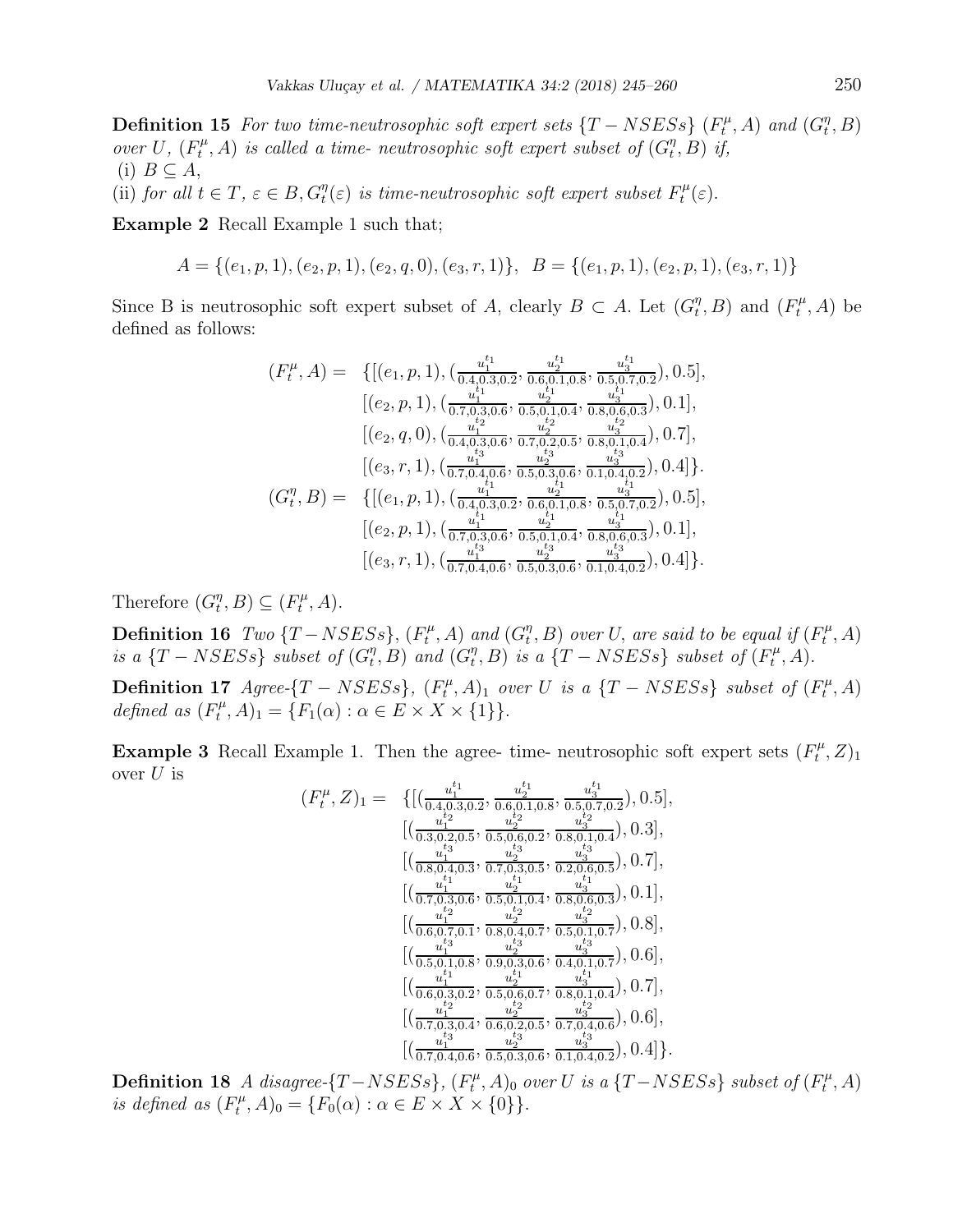**Definition 15** *For two time-neutrosophic soft expert sets $\{T-NSESs\}$ $(F_t^{\mu}, A)$ and $(G_t^{\eta}, B)$ over $U$, $(F_t^{\mu}, A)$ is called a time- neutrosophic soft expert subset of $(G_t^{\eta}, B)$ if,*
(i) $B \subseteq A$,
(ii) *for all $t \in T$, $\varepsilon \in B, G_t^{\eta}(\varepsilon)$ is time-neutrosophic soft expert subset $F_t^{\mu}(\varepsilon)$.*

**Example 2** Recall Example 1 such that;

$$A = \{(e_1, p, 1), (e_2, p, 1), (e_2, q, 0), (e_3, r, 1)\}, \;\; B = \{(e_1, p, 1), (e_2, p, 1), (e_3, r, 1)\}$$

Since B is neutrosophic soft expert subset of $A$, clearly $B \subset A$. Let $(G_t^{\eta}, B)$ and $(F_t^{\mu}, A)$ be defined as follows:

$$\begin{aligned}
(F_t^{\mu}, A) = \;\; & \{[(e_1, p, 1), (\tfrac{u_1^{t_1}}{0.4,0.3,0.2}, \tfrac{u_2^{t_1}}{0.6,0.1,0.8}, \tfrac{u_3^{t_1}}{0.5,0.7,0.2}), 0.5], \\
& [(e_2, p, 1), (\tfrac{u_1^{t_1}}{0.7,0.3,0.6}, \tfrac{u_2^{t_1}}{0.5,0.1,0.4}, \tfrac{u_3^{t_1}}{0.8,0.6,0.3}), 0.1], \\
& [(e_2, q, 0), (\tfrac{u_1^{t_2}}{0.4,0.3,0.6}, \tfrac{u_2^{t_2}}{0.7,0.2,0.5}, \tfrac{u_3^{t_2}}{0.8,0.1,0.4}), 0.7], \\
& [(e_3, r, 1), (\tfrac{u_1^{t_3}}{0.7,0.4,0.6}, \tfrac{u_2^{t_3}}{0.5,0.3,0.6}, \tfrac{u_3^{t_3}}{0.1,0.4,0.2}), 0.4]\}. \\
(G_t^{\eta}, B) = \;\; & \{[(e_1, p, 1), (\tfrac{u_1^{t_1}}{0.4,0.3,0.2}, \tfrac{u_2^{t_1}}{0.6,0.1,0.8}, \tfrac{u_3^{t_1}}{0.5,0.7,0.2}), 0.5], \\
& [(e_2, p, 1), (\tfrac{u_1^{t_1}}{0.7,0.3,0.6}, \tfrac{u_2^{t_1}}{0.5,0.1,0.4}, \tfrac{u_3^{t_1}}{0.8,0.6,0.3}), 0.1], \\
& [(e_3, r, 1), (\tfrac{u_1^{t_3}}{0.7,0.4,0.6}, \tfrac{u_2^{t_3}}{0.5,0.3,0.6}, \tfrac{u_3^{t_3}}{0.1,0.4,0.2}), 0.4]\}.
\end{aligned}$$

Therefore $(G_t^{\eta}, B) \subseteq (F_t^{\mu}, A)$.

**Definition 16** *Two $\{T-NSESs\}$, $(F_t^{\mu}, A)$ and $(G_t^{\eta}, B)$ over $U$, are said to be equal if $(F_t^{\mu}, A)$ is a $\{T-NSESs\}$ subset of $(G_t^{\eta}, B)$ and $(G_t^{\eta}, B)$ is a $\{T-NSESs\}$ subset of $(F_t^{\mu}, A)$.*

**Definition 17** *Agree-$\{T-NSESs\}$, $(F_t^{\mu}, A)_1$ over $U$ is a $\{T-NSESs\}$ subset of $(F_t^{\mu}, A)$ defined as $(F_t^{\mu}, A)_1 = \{F_1(\alpha) : \alpha \in E \times X \times \{1\}\}$.*

**Example 3** Recall Example 1. Then the agree- time- neutrosophic soft expert sets $(F_t^{\mu}, Z)_1$ over $U$ is

$$\begin{aligned}
(F_t^{\mu}, Z)_1 = \;\; & \{[(\tfrac{u_1^{t_1}}{0.4,0.3,0.2}, \tfrac{u_2^{t_1}}{0.6,0.1,0.8}, \tfrac{u_3^{t_1}}{0.5,0.7,0.2}), 0.5], \\
& [(\tfrac{u_1^{t_2}}{0.3,0.2,0.5}, \tfrac{u_2^{t_2}}{0.5,0.6,0.2}, \tfrac{u_3^{t_2}}{0.8,0.1,0.4}), 0.3], \\
& [(\tfrac{u_1^{t_3}}{0.8,0.4,0.3}, \tfrac{u_2^{t_3}}{0.7,0.3,0.5}, \tfrac{u_3^{t_3}}{0.2,0.6,0.5}), 0.7], \\
& [(\tfrac{u_1^{t_1}}{0.7,0.3,0.6}, \tfrac{u_2^{t_1}}{0.5,0.1,0.4}, \tfrac{u_3^{t_1}}{0.8,0.6,0.3}), 0.1], \\
& [(\tfrac{u_1^{t_2}}{0.6,0.7,0.1}, \tfrac{u_2^{t_2}}{0.8,0.4,0.7}, \tfrac{u_3^{t_2}}{0.5,0.1,0.7}), 0.8], \\
& [(\tfrac{u_1^{t_3}}{0.5,0.1,0.8}, \tfrac{u_2^{t_3}}{0.9,0.3,0.6}, \tfrac{u_3^{t_3}}{0.4,0.1,0.7}), 0.6], \\
& [(\tfrac{u_1^{t_1}}{0.6,0.3,0.2}, \tfrac{u_2^{t_1}}{0.5,0.6,0.7}, \tfrac{u_3^{t_1}}{0.8,0.1,0.4}), 0.7], \\
& [(\tfrac{u_1^{t_2}}{0.7,0.3,0.4}, \tfrac{u_2^{t_2}}{0.6,0.2,0.5}, \tfrac{u_3^{t_2}}{0.7,0.4,0.6}), 0.6], \\
& [(\tfrac{u_1^{t_3}}{0.7,0.4,0.6}, \tfrac{u_2^{t_3}}{0.5,0.3,0.6}, \tfrac{u_3^{t_3}}{0.1,0.4,0.2}), 0.4]\}.
\end{aligned}$$

**Definition 18** *A disagree-$\{T-NSESs\}$, $(F_t^{\mu}, A)_0$ over $U$ is a $\{T-NSESs\}$ subset of $(F_t^{\mu}, A)$ is defined as $(F_t^{\mu}, A)_0 = \{F_0(\alpha) : \alpha \in E \times X \times \{0\}\}$.*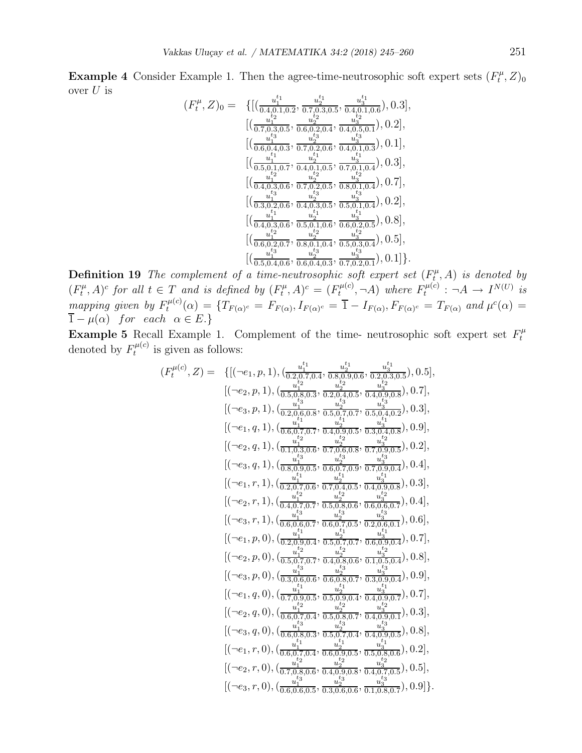**Example 4** Consider Example 1. Then the agree-time-neutrosophic soft expert sets $(F_t^{\mu}, Z)_0$ over $U$ is

$$
\begin{aligned}
(F_t^{\mu}, Z)_0 = \quad & \{[(\tfrac{u_1^{t_1}}{0.4,0.1,0.2}, \tfrac{u_2^{t_1}}{0.7,0.3,0.5}, \tfrac{u_3^{t_1}}{0.4,0.1,0.6}), 0.3], \\
& [(\tfrac{u_1^{t_2}}{0.7,0.3,0.5}, \tfrac{u_2^{t_2}}{0.6,0.2,0.4}, \tfrac{u_3^{t_2}}{0.4,0.5,0.1}), 0.2], \\
& [(\tfrac{u_1^{t_3}}{0.6,0.4,0.3}, \tfrac{u_2^{t_3}}{0.7,0.2,0.6}, \tfrac{u_3^{t_3}}{0.4,0.1,0.3}), 0.1], \\
& [(\tfrac{u_1^{t_1}}{0.5,0.1,0.7}, \tfrac{u_2^{t_1}}{0.4,0.1,0.5}, \tfrac{u_3^{t_1}}{0.7,0.1,0.4}), 0.3], \\
& [(\tfrac{u_1^{t_2}}{0.4,0.3,0.6}, \tfrac{u_2^{t_2}}{0.7,0.2,0.5}, \tfrac{u_3^{t_2}}{0.8,0.1,0.4}), 0.7], \\
& [(\tfrac{u_1^{t_3}}{0.3,0.2,0.6}, \tfrac{u_2^{t_3}}{0.4,0.3,0.5}, \tfrac{u_3^{t_3}}{0.5,0.1,0.4}), 0.2], \\
& [(\tfrac{u_1^{t_1}}{0.4,0.3,0.6}, \tfrac{u_2^{t_1}}{0.5,0.1,0.6}, \tfrac{u_3^{t_1}}{0.6,0.2,0.5}), 0.8], \\
& [(\tfrac{u_1^{t_2}}{0.6,0.2,0.7}, \tfrac{u_2^{t_2}}{0.8,0.1,0.4}, \tfrac{u_3^{t_2}}{0.5,0.3,0.4}), 0.5], \\
& [(\tfrac{u_1^{t_3}}{0.5,0.4,0.6}, \tfrac{u_2^{t_3}}{0.6,0.4,0.3}, \tfrac{u_3^{t_3}}{0.7,0.2,0.1}), 0.1]\}.
\end{aligned}
$$

**Definition 19** *The complement of a time-neutrosophic soft expert set $(F_t^{\mu}, A)$ is denoted by $(F_t^{\mu}, A)^c$ for all $t \in T$ and is defined by $(F_t^{\mu}, A)^c = (F_t^{\mu(c)}, \neg A)$ where $F_t^{\mu(c)} : \neg A \to I^{N(U)}$ is mapping given by $F_t^{\mu(c)}(\alpha) = \{T_{F(\alpha)^c} = F_{F(\alpha)}, I_{F(\alpha)^c} = \overline{1} - I_{F(\alpha)}, F_{F(\alpha)^c} = T_{F(\alpha)}$ and $\mu^c(\alpha) = \overline{1} - \mu(\alpha)$ $for \;\; each \;\; \alpha \in E.\}$*

**Example 5** Recall Example 1. Complement of the time- neutrosophic soft expert set $F_t^{\mu}$ denoted by $F_t^{\mu(c)}$ is given as follows:

$$
\begin{aligned}
(F_t^{\mu(c)}, Z) = \quad & \{[(\neg e_1, p, 1), (\tfrac{u_1^{t_1}}{0.2,0.7,0.4}, \tfrac{u_2^{t_1}}{0.8,0.9,0.6}, \tfrac{u_3^{t_1}}{0.2,0.3,0.5}), 0.5], \\
& [(\neg e_2, p, 1), (\tfrac{u_1^{t_2}}{0.5,0.8,0.3}, \tfrac{u_2^{t_2}}{0.2,0.4,0.5}, \tfrac{u_3^{t_2}}{0.4,0.9,0.8}), 0.7], \\
& [(\neg e_3, p, 1), (\tfrac{u_1^{t_3}}{0.2,0.6,0.8}, \tfrac{u_2^{t_3}}{0.5,0.7,0.7}, \tfrac{u_3^{t_3}}{0.5,0.4,0.2}), 0.3], \\
& [(\neg e_1, q, 1), (\tfrac{u_1^{t_1}}{0.6,0.7,0.7}, \tfrac{u_2^{t_1}}{0.4,0.9,0.5}, \tfrac{u_3^{t_1}}{0.3,0.4,0.8}), 0.9], \\
& [(\neg e_2, q, 1), (\tfrac{u_1^{t_2}}{0.1,0.3,0.6}, \tfrac{u_2^{t_2}}{0.7,0.6,0.8}, \tfrac{u_3^{t_2}}{0.7,0.9,0.5}), 0.2], \\
& [(\neg e_3, q, 1), (\tfrac{u_1^{t_3}}{0.8,0.9,0.5}, \tfrac{u_2^{t_3}}{0.6,0.7,0.9}, \tfrac{u_3^{t_3}}{0.7,0.9,0.4}), 0.4], \\
& [(\neg e_1, r, 1), (\tfrac{u_1^{t_1}}{0.2,0.7,0.6}, \tfrac{u_2^{t_1}}{0.7,0.4,0.5}, \tfrac{u_3^{t_1}}{0.4,0.9,0.8}), 0.3], \\
& [(\neg e_2, r, 1), (\tfrac{u_1^{t_2}}{0.4,0.7,0.7}, \tfrac{u_2^{t_2}}{0.5,0.8,0.6}, \tfrac{u_3^{t_2}}{0.6,0.6,0.7}), 0.4], \\
& [(\neg e_3, r, 1), (\tfrac{u_1^{t_3}}{0.6,0.6,0.7}, \tfrac{u_2^{t_3}}{0.6,0.7,0.5}, \tfrac{u_3^{t_3}}{0.2,0.6,0.1}), 0.6], \\
& [(\neg e_1, p, 0), (\tfrac{u_1^{t_1}}{0.2,0.9,0.4}, \tfrac{u_2^{t_1}}{0.5,0.7,0.7}, \tfrac{u_3^{t_1}}{0.6,0.9,0.4}), 0.7], \\
& [(\neg e_2, p, 0), (\tfrac{u_1^{t_2}}{0.5,0.7,0.7}, \tfrac{u_2^{t_2}}{0.4,0.8,0.6}, \tfrac{u_3^{t_2}}{0.1,0.5,0.4}), 0.8], \\
& [(\neg e_3, p, 0), (\tfrac{u_1^{t_3}}{0.3,0.6,0.6}, \tfrac{u_2^{t_3}}{0.6,0.8,0.7}, \tfrac{u_3^{t_3}}{0.3,0.9,0.4}), 0.9], \\
& [(\neg e_1, q, 0), (\tfrac{u_1^{t_1}}{0.7,0.9,0.5}, \tfrac{u_2^{t_1}}{0.5,0.9,0.4}, \tfrac{u_3^{t_1}}{0.4,0.9,0.7}), 0.7], \\
& [(\neg e_2, q, 0), (\tfrac{u_1^{t_2}}{0.6,0.7,0.4}, \tfrac{u_2^{t_2}}{0.5,0.8,0.7}, \tfrac{u_3^{t_2}}{0.4,0.9,0.1}), 0.3], \\
& [(\neg e_3, q, 0), (\tfrac{u_1^{t_3}}{0.6,0.8,0.3}, \tfrac{u_2^{t_3}}{0.5,0.7,0.4}, \tfrac{u_3^{t_3}}{0.4,0.9,0.5}), 0.8], \\
& [(\neg e_1, r, 0), (\tfrac{u_1^{t_1}}{0.6,0.7,0.4}, \tfrac{u_2^{t_1}}{0.6,0.9,0.5}, \tfrac{u_3^{t_1}}{0.5,0.8,0.6}), 0.2], \\
& [(\neg e_2, r, 0), (\tfrac{u_1^{t_2}}{0.7,0.8,0.6}, \tfrac{u_2^{t_2}}{0.4,0.9,0.8}, \tfrac{u_3^{t_2}}{0.4,0.7,0.5}), 0.5], \\
& [(\neg e_3, r, 0), (\tfrac{u_1^{t_3}}{0.6,0.6,0.5}, \tfrac{u_2^{t_3}}{0.3,0.6,0.6}, \tfrac{u_3^{t_3}}{0.1,0.8,0.7}), 0.9]\}.
\end{aligned}
$$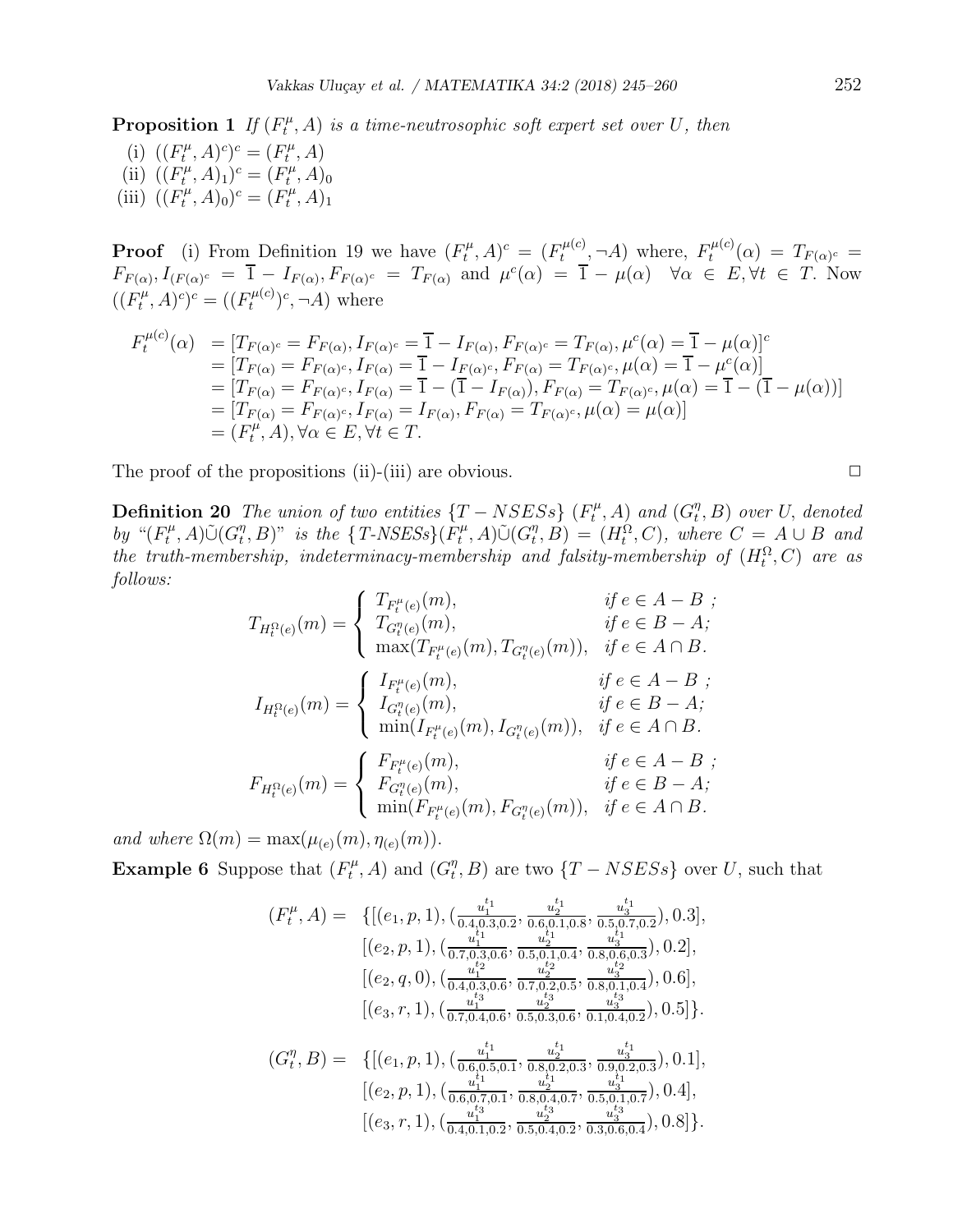**Proposition 1** *If $(F_t^\mu, A)$ is a time-neutrosophic soft expert set over $U$, then*

(i) $((F_t^\mu, A)^c)^c = (F_t^\mu, A)$
(ii) $((F_t^\mu, A)_1)^c = (F_t^\mu, A)_0$
(iii) $((F_t^\mu, A)_0)^c = (F_t^\mu, A)_1$

**Proof** (i) From Definition 19 we have $(F_t^\mu, A)^c = (F_t^{\mu(c)}, \neg A)$ where, $F_t^{\mu(c)}(\alpha) = T_{F(\alpha)^c} = F_{F(\alpha)}, I_{(F(\alpha)^c} = \overline{1} - I_{F(\alpha)}, F_{F(\alpha)^c} = T_{F(\alpha)}$ and $\mu^c(\alpha) = \overline{1} - \mu(\alpha) \quad \forall \alpha \in E, \forall t \in T$. Now $((F_t^\mu, A)^c)^c = ((F_t^{\mu(c)})^c, \neg A)$ where

$$
\begin{aligned}
F_t^{\mu(c)}(\alpha) &= [T_{F(\alpha)^c} = F_{F(\alpha)}, I_{F(\alpha)^c} = \overline{1} - I_{F(\alpha)}, F_{F(\alpha)^c} = T_{F(\alpha)}, \mu^c(\alpha) = \overline{1} - \mu(\alpha)]^c \\
&= [T_{F(\alpha)} = F_{F(\alpha)^c}, I_{F(\alpha)} = \overline{1} - I_{F(\alpha)^c}, F_{F(\alpha)} = T_{F(\alpha)^c}, \mu(\alpha) = \overline{1} - \mu^c(\alpha)] \\
&= [T_{F(\alpha)} = F_{F(\alpha)^c}, I_{F(\alpha)} = \overline{1} - (\overline{1} - I_{F(\alpha)}), F_{F(\alpha)} = T_{F(\alpha)^c}, \mu(\alpha) = \overline{1} - (\overline{1} - \mu(\alpha))] \\
&= [T_{F(\alpha)} = F_{F(\alpha)^c}, I_{F(\alpha)} = I_{F(\alpha)}, F_{F(\alpha)} = T_{F(\alpha)^c}, \mu(\alpha) = \mu(\alpha)] \\
&= (F_t^\mu, A), \forall \alpha \in E, \forall t \in T.
\end{aligned}
$$

The proof of the propositions (ii)-(iii) are obvious. □

**Definition 20** *The union of two entities $\{T - NSESs\}$ $(F_t^\mu, A)$ and $(G_t^\eta, B)$ over $U$, denoted by "$(F_t^\mu, A)\tilde{\cup}(G_t^\eta, B)$" is the $\{T$-$NSESs\}(F_t^\mu, A)\tilde{\cup}(G_t^\eta, B) = (H_t^\Omega, C)$, where $C = A \cup B$ and the truth-membership, indeterminacy-membership and falsity-membership of $(H_t^\Omega, C)$ are as follows:*

$$
T_{H_t^\Omega(e)}(m) = \begin{cases} T_{F_t^\mu(e)}(m), & \text{if } e \in A - B \text{ ;} \\ T_{G_t^\eta(e)}(m), & \text{if } e \in B - A; \\ \max(T_{F_t^\mu(e)}(m), T_{G_t^\eta(e)}(m)), & \text{if } e \in A \cap B. \end{cases}
$$

$$
I_{H_t^\Omega(e)}(m) = \begin{cases} I_{F_t^\mu(e)}(m), & \text{if } e \in A - B \text{ ;} \\ I_{G_t^\eta(e)}(m), & \text{if } e \in B - A; \\ \min(I_{F_t^\mu(e)}(m), I_{G_t^\eta(e)}(m)), & \text{if } e \in A \cap B. \end{cases}
$$

$$
F_{H_t^\Omega(e)}(m) = \begin{cases} F_{F_t^\mu(e)}(m), & \text{if } e \in A - B \text{ ;} \\ F_{G_t^\eta(e)}(m), & \text{if } e \in B - A; \\ \min(F_{F_t^\mu(e)}(m), F_{G_t^\eta(e)}(m)), & \text{if } e \in A \cap B. \end{cases}
$$

*and where $\Omega(m) = \max(\mu_{(e)}(m), \eta_{(e)}(m))$.*

**Example 6** Suppose that $(F_t^\mu, A)$ and $(G_t^\eta, B)$ are two $\{T - NSESs\}$ over $U$, such that

$$
\begin{aligned}
(F_t^\mu, A) = \; & \{[(e_1, p, 1), (\tfrac{u_1^{t_1}}{0.4,0.3,0.2}, \tfrac{u_2^{t_1}}{0.6,0.1,0.8}, \tfrac{u_3^{t_1}}{0.5,0.7,0.2}), 0.3], \\
& [(e_2, p, 1), (\tfrac{u_1^{t_1}}{0.7,0.3,0.6}, \tfrac{u_2^{t_1}}{0.5,0.1,0.4}, \tfrac{u_3^{t_1}}{0.8,0.6,0.3}), 0.2], \\
& [(e_2, q, 0), (\tfrac{u_1^{t_2}}{0.4,0.3,0.6}, \tfrac{u_2^{t_2}}{0.7,0.2,0.5}, \tfrac{u_3^{t_2}}{0.8,0.1,0.4}), 0.6], \\
& [(e_3, r, 1), (\tfrac{u_1^{t_3}}{0.7,0.4,0.6}, \tfrac{u_2^{t_3}}{0.5,0.3,0.6}, \tfrac{u_3^{t_3}}{0.1,0.4,0.2}), 0.5]\}.
\end{aligned}
$$

$$
\begin{aligned}
(G_t^\eta, B) = \; & \{[(e_1, p, 1), (\tfrac{u_1^{t_1}}{0.6,0.5,0.1}, \tfrac{u_2^{t_1}}{0.8,0.2,0.3}, \tfrac{u_3^{t_1}}{0.9,0.2,0.3}), 0.1], \\
& [(e_2, p, 1), (\tfrac{u_1^{t_1}}{0.6,0.7,0.1}, \tfrac{u_2^{t_1}}{0.8,0.4,0.7}, \tfrac{u_3^{t_1}}{0.5,0.1,0.7}), 0.4], \\
& [(e_3, r, 1), (\tfrac{u_1^{t_3}}{0.4,0.1,0.2}, \tfrac{u_2^{t_3}}{0.5,0.4,0.2}, \tfrac{u_3^{t_3}}{0.3,0.6,0.4}), 0.8]\}.
\end{aligned}
$$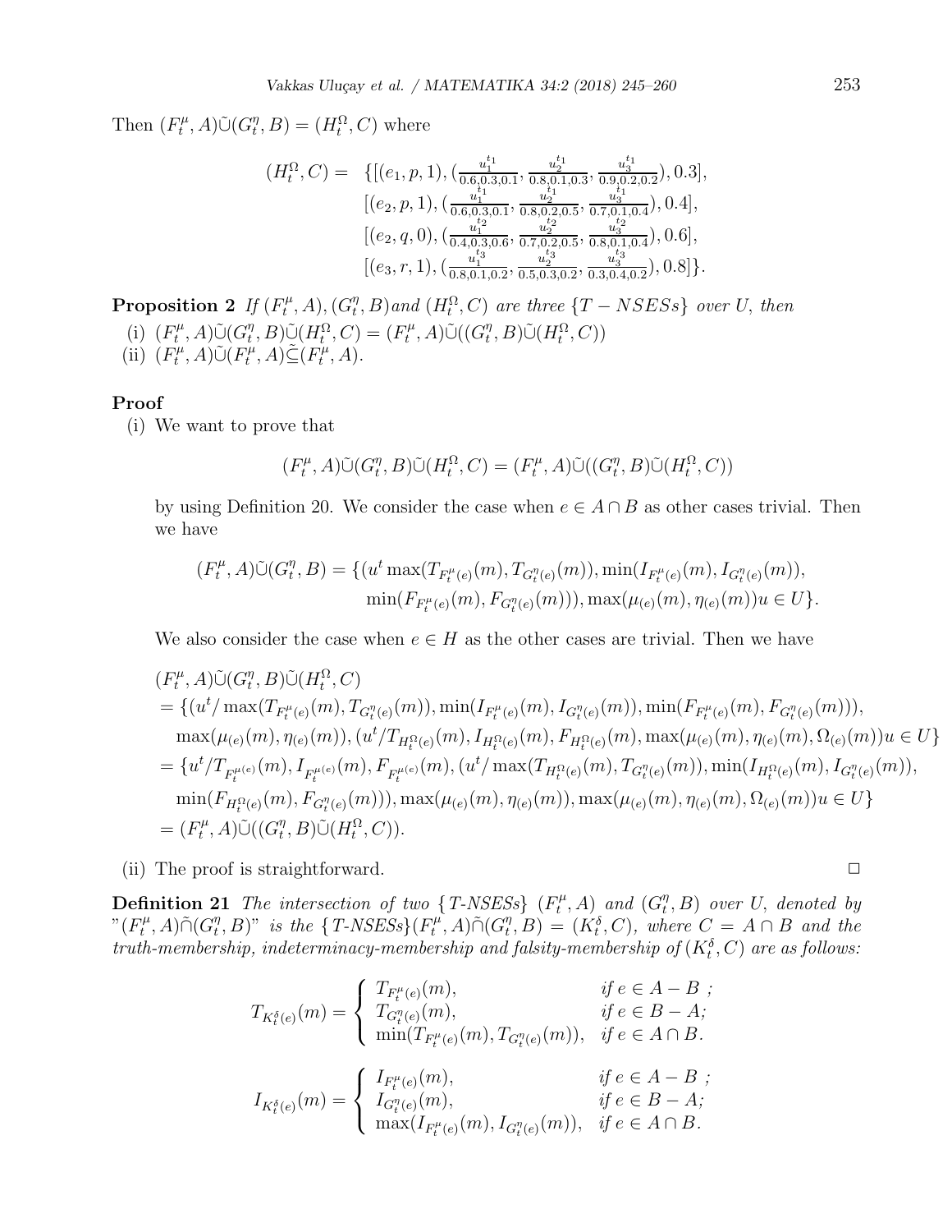Then $(F_t^\mu, A)\tilde{\cup}(G_t^\eta, B) = (H_t^\Omega, C)$ where

$$
\begin{aligned}
(H_t^\Omega, C) = \ & \{[(e_1, p, 1), (\tfrac{u_1^{t_1}}{0.6, 0.3, 0.1}, \tfrac{u_2^{t_1}}{0.8, 0.1, 0.3}, \tfrac{u_3^{t_1}}{0.9, 0.2, 0.2}), 0.3], \\
& [(e_2, p, 1), (\tfrac{u_1^{t_1}}{0.6, 0.3, 0.1}, \tfrac{u_2^{t_1}}{0.8, 0.2, 0.5}, \tfrac{u_3^{t_1}}{0.7, 0.1, 0.4}), 0.4], \\
& [(e_2, q, 0), (\tfrac{u_1^{t_2}}{0.4, 0.3, 0.6}, \tfrac{u_2^{t_2}}{0.7, 0.2, 0.5}, \tfrac{u_3^{t_2}}{0.8, 0.1, 0.4}), 0.6], \\
& [(e_3, r, 1), (\tfrac{u_1^{t_3}}{0.8, 0.1, 0.2}, \tfrac{u_2^{t_3}}{0.5, 0.3, 0.2}, \tfrac{u_3^{t_3}}{0.3, 0.4, 0.2}), 0.8]\}.
\end{aligned}
$$

**Proposition 2** *If $(F_t^\mu, A), (G_t^\eta, B)$ and $(H_t^\Omega, C)$ are three $\{T-NSESs\}$ over $U$, then*

(i) $(F_t^\mu, A)\tilde{\cup}(G_t^\eta, B)\tilde{\cup}(H_t^\Omega, C) = (F_t^\mu, A)\tilde{\cup}((G_t^\eta, B)\tilde{\cup}(H_t^\Omega, C))$

(ii) $(F_t^\mu, A)\tilde{\cup}(F_t^\mu, A)\tilde{\subseteq}(F_t^\mu, A)$.

**Proof**

(i) We want to prove that

$$(F_t^\mu, A)\tilde{\cup}(G_t^\eta, B)\tilde{\cup}(H_t^\Omega, C) = (F_t^\mu, A)\tilde{\cup}((G_t^\eta, B)\tilde{\cup}(H_t^\Omega, C))$$

by using Definition 20. We consider the case when $e \in A \cap B$ as other cases trivial. Then we have

$$
\begin{aligned}
(F_t^\mu, A)\tilde{\cup}(G_t^\eta, B) = \{ & (u^t \max(T_{F_t^\mu(e)}(m), T_{G_t^\eta(e)}(m)), \min(I_{F_t^\mu(e)}(m), I_{G_t^\eta(e)}(m)), \\
& \min(F_{F_t^\mu(e)}(m), F_{G_t^\eta(e)}(m))), \max(\mu_{(e)}(m), \eta_{(e)}(m))u \in U\}.
\end{aligned}
$$

We also consider the case when $e \in H$ as the other cases are trivial. Then we have

$$
\begin{aligned}
& (F_t^\mu, A)\tilde{\cup}(G_t^\eta, B)\tilde{\cup}(H_t^\Omega, C) \\
& = \{(u^t/\max(T_{F_t^\mu(e)}(m), T_{G_t^\eta(e)}(m)), \min(I_{F_t^\mu(e)}(m), I_{G_t^\eta(e)}(m)), \min(F_{F_t^\mu(e)}(m), F_{G_t^\eta(e)}(m))), \\
& \quad \max(\mu_{(e)}(m), \eta_{(e)}(m)), (u^t/T_{H_t^\Omega(e)}(m), I_{H_t^\Omega(e)}(m), F_{H_t^\Omega(e)}(m), \max(\mu_{(e)}(m), \eta_{(e)}(m), \Omega_{(e)}(m))u \in U\} \\
& = \{u^t/T_{F_t^{\mu(e)}}(m), I_{F_t^{\mu(e)}}(m), F_{F_t^{\mu(e)}}(m), (u^t/\max(T_{H_t^\Omega(e)}(m), T_{G_t^\eta(e)}(m)), \min(I_{H_t^\Omega(e)}(m), I_{G_t^\eta(e)}(m)), \\
& \quad \min(F_{H_t^\Omega(e)}(m), F_{G_t^\eta(e)}(m))), \max(\mu_{(e)}(m), \eta_{(e)}(m)), \max(\mu_{(e)}(m), \eta_{(e)}(m), \Omega_{(e)}(m))u \in U\} \\
& = (F_t^\mu, A)\tilde{\cup}((G_t^\eta, B)\tilde{\cup}(H_t^\Omega, C)).
\end{aligned}
$$

(ii) The proof is straightforward. $\square$

**Definition 21** *The intersection of two $\{T\text{-}NSESs\}$ $(F_t^\mu, A)$ and $(G_t^\eta, B)$ over $U$, denoted by "$(F_t^\mu, A)\tilde{\cap}(G_t^\eta, B)$" is the $\{T\text{-}NSESs\}(F_t^\mu, A)\tilde{\cap}(G_t^\eta, B) = (K_t^\delta, C)$, where $C = A \cap B$ and the truth-membership, indeterminacy-membership and falsity-membership of $(K_t^\delta, C)$ are as follows:*

$$
T_{K_t^\delta(e)}(m) = \begin{cases} T_{F_t^\mu(e)}(m), & \text{if } e \in A - B \ ; \\ T_{G_t^\eta(e)}(m), & \text{if } e \in B - A; \\ \min(T_{F_t^\mu(e)}(m), T_{G_t^\eta(e)}(m)), & \text{if } e \in A \cap B. \end{cases}
$$

$$
I_{K_t^\delta(e)}(m) = \begin{cases} I_{F_t^\mu(e)}(m), & \text{if } e \in A - B \ ; \\ I_{G_t^\eta(e)}(m), & \text{if } e \in B - A; \\ \max(I_{F_t^\mu(e)}(m), I_{G_t^\eta(e)}(m)), & \text{if } e \in A \cap B. \end{cases}
$$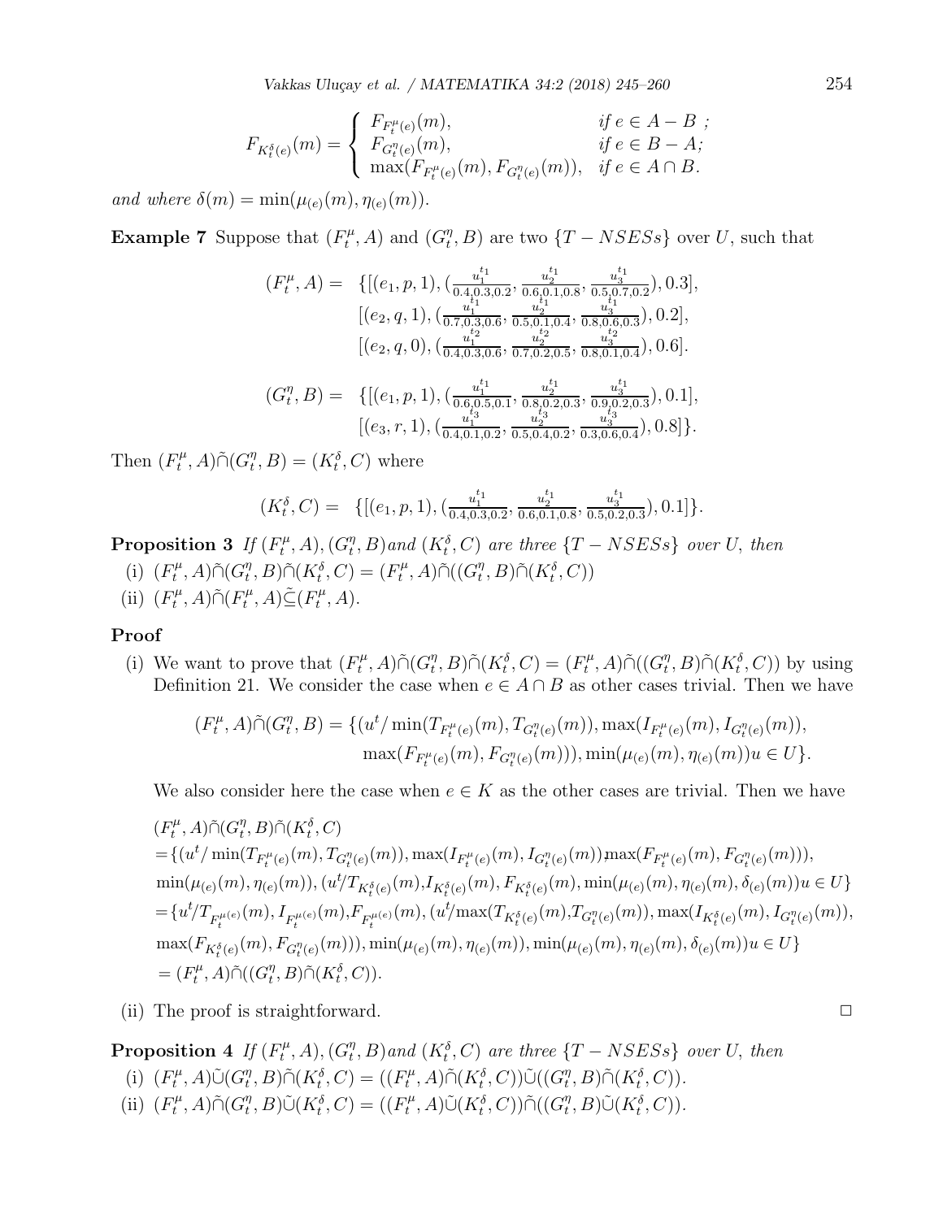$$F_{K_t^\delta(e)}(m) = \begin{cases} F_{F_t^\mu(e)}(m), & if\ e \in A - B\ ; \\ F_{G_t^\eta(e)}(m), & if\ e \in B - A; \\ \max(F_{F_t^\mu(e)}(m), F_{G_t^\eta(e)}(m)), & if\ e \in A \cap B. \end{cases}$$

*and where* $\delta(m) = \min(\mu_{(e)}(m), \eta_{(e)}(m))$.

**Example 7** Suppose that $(F_t^\mu, A)$ and $(G_t^\eta, B)$ are two $\{T - NSESs\}$ over $U$, such that

$$\begin{aligned}(F_t^\mu, A) = \ & \{[(e_1, p, 1), (\tfrac{u_1^{t_1}}{0.4, 0.3, 0.2}, \tfrac{u_2^{t_1}}{0.6, 0.1, 0.8}, \tfrac{u_3^{t_1}}{0.5, 0.7, 0.2}), 0.3], \\ & [(e_2, q, 1), (\tfrac{u_1^{t_1}}{0.7, 0.3, 0.6}, \tfrac{u_2^{t_1}}{0.5, 0.1, 0.4}, \tfrac{u_3^{t_1}}{0.8, 0.6, 0.3}), 0.2], \\ & [(e_2, q, 0), (\tfrac{u_1^{t_2}}{0.4, 0.3, 0.6}, \tfrac{u_2^{t_2}}{0.7, 0.2, 0.5}, \tfrac{u_3^{t_2}}{0.8, 0.1, 0.4}), 0.6].\end{aligned}$$

$$\begin{aligned}(G_t^\eta, B) = \ & \{[(e_1, p, 1), (\tfrac{u_1^{t_1}}{0.6, 0.5, 0.1}, \tfrac{u_2^{t_1}}{0.8, 0.2, 0.3}, \tfrac{u_3^{t_1}}{0.9, 0.2, 0.3}), 0.1], \\ & [(e_3, r, 1), (\tfrac{u_1^{t_3}}{0.4, 0.1, 0.2}, \tfrac{u_2^{t_3}}{0.5, 0.4, 0.2}, \tfrac{u_3^{t_3}}{0.3, 0.6, 0.4}), 0.8]\}.\end{aligned}$$

Then $(F_t^\mu, A) \tilde{\cap} (G_t^\eta, B) = (K_t^\delta, C)$ where

$$(K_t^\delta, C) = \ \{[(e_1, p, 1), (\tfrac{u_1^{t_1}}{0.4, 0.3, 0.2}, \tfrac{u_2^{t_1}}{0.6, 0.1, 0.8}, \tfrac{u_3^{t_1}}{0.5, 0.2, 0.3}), 0.1]\}.$$

**Proposition 3** *If* $(F_t^\mu, A), (G_t^\eta, B)$ *and* $(K_t^\delta, C)$ *are three* $\{T - NSESs\}$ *over* $U$, *then*

(i) $(F_t^\mu, A) \tilde{\cap} (G_t^\eta, B) \tilde{\cap} (K_t^\delta, C) = (F_t^\mu, A) \tilde{\cap} ((G_t^\eta, B) \tilde{\cap} (K_t^\delta, C))$

(ii) $(F_t^\mu, A) \tilde{\cap} (F_t^\mu, A) \tilde{\subseteq} (F_t^\mu, A)$.

**Proof**

(i) We want to prove that $(F_t^\mu, A) \tilde{\cap} (G_t^\eta, B) \tilde{\cap} (K_t^\delta, C) = (F_t^\mu, A) \tilde{\cap} ((G_t^\eta, B) \tilde{\cap} (K_t^\delta, C))$ by using Definition 21. We consider the case when $e \in A \cap B$ as other cases trivial. Then we have

$$\begin{aligned}(F_t^\mu, A) \tilde{\cap} (G_t^\eta, B) = \{ & (u^t / \min(T_{F_t^\mu(e)}(m), T_{G_t^\eta(e)}(m)), \max(I_{F_t^\mu(e)}(m), I_{G_t^\eta(e)}(m)), \\ & \max(F_{F_t^\mu(e)}(m), F_{G_t^\eta(e)}(m))), \min(\mu_{(e)}(m), \eta_{(e)}(m)) u \in U\}.\end{aligned}$$

We also consider here the case when $e \in K$ as the other cases are trivial. Then we have

$$\begin{aligned}& (F_t^\mu, A) \tilde{\cap} (G_t^\eta, B) \tilde{\cap} (K_t^\delta, C) \\ & = \{(u^t / \min(T_{F_t^\mu(e)}(m), T_{G_t^\eta(e)}(m)), \max(I_{F_t^\mu(e)}(m), I_{G_t^\eta(e)}(m)), \max(F_{F_t^\mu(e)}(m), F_{G_t^\eta(e)}(m))), \\ & \min(\mu_{(e)}(m), \eta_{(e)}(m)), (u^t / T_{K_t^\delta(e)}(m), I_{K_t^\delta(e)}(m), F_{K_t^\delta(e)}(m), \min(\mu_{(e)}(m), \eta_{(e)}(m), \delta_{(e)}(m)) u \in U\} \\ & = \{u^t / T_{F_t^{\mu(e)}}(m), I_{F_t^{\mu(e)}}(m), F_{F_t^{\mu(e)}}(m), (u^t / \max(T_{K_t^\delta(e)}(m), T_{G_t^\eta(e)}(m)), \max(I_{K_t^\delta(e)}(m), I_{G_t^\eta(e)}(m)), \\ & \max(F_{K_t^\delta(e)}(m), F_{G_t^\eta(e)}(m))), \min(\mu_{(e)}(m), \eta_{(e)}(m)), \min(\mu_{(e)}(m), \eta_{(e)}(m), \delta_{(e)}(m)) u \in U\} \\ & = (F_t^\mu, A) \tilde{\cap} ((G_t^\eta, B) \tilde{\cap} (K_t^\delta, C)).\end{aligned}$$

(ii) The proof is straightforward. □

**Proposition 4** *If* $(F_t^\mu, A), (G_t^\eta, B)$ *and* $(K_t^\delta, C)$ *are three* $\{T - NSESs\}$ *over* $U$, *then*

(i) $(F_t^\mu, A) \tilde{\cup} (G_t^\eta, B) \tilde{\cap} (K_t^\delta, C) = ((F_t^\mu, A) \tilde{\cap} (K_t^\delta, C)) \tilde{\cup} ((G_t^\eta, B) \tilde{\cap} (K_t^\delta, C))$.

(ii) $(F_t^\mu, A) \tilde{\cap} (G_t^\eta, B) \tilde{\cup} (K_t^\delta, C) = ((F_t^\mu, A) \tilde{\cup} (K_t^\delta, C)) \tilde{\cap} ((G_t^\eta, B) \tilde{\cup} (K_t^\delta, C))$.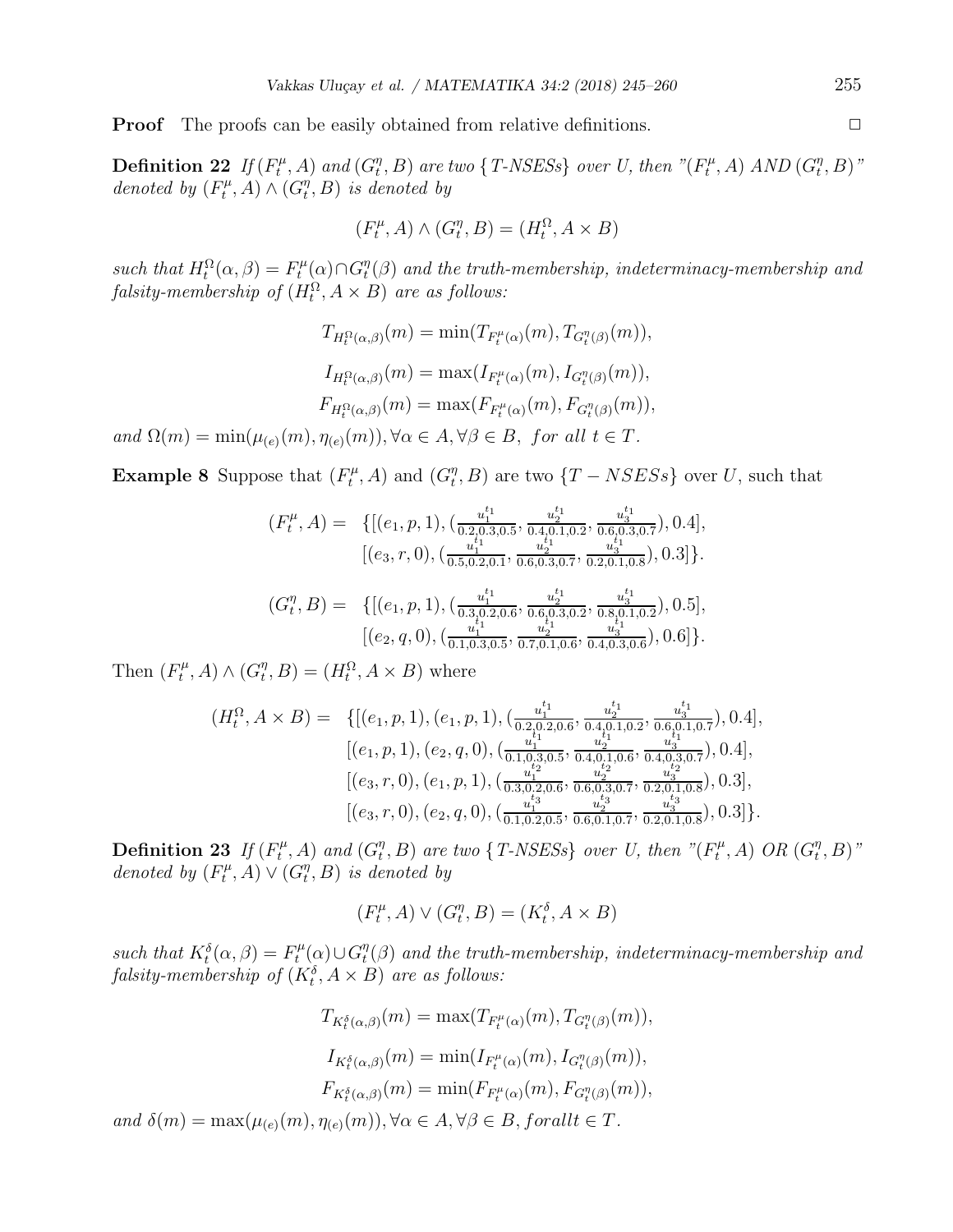**Proof** The proofs can be easily obtained from relative definitions. □

**Definition 22** *If $(F_t^\mu, A)$ and $(G_t^\eta, B)$ are two {T-NSESs} over U, then "$(F_t^\mu, A)$ AND $(G_t^\eta, B)$" denoted by $(F_t^\mu, A) \wedge (G_t^\eta, B)$ is denoted by*

$$(F_t^\mu, A) \wedge (G_t^\eta, B) = (H_t^\Omega, A \times B)$$

*such that $H_t^\Omega(\alpha, \beta) = F_t^\mu(\alpha) \cap G_t^\eta(\beta)$ and the truth-membership, indeterminacy-membership and falsity-membership of $(H_t^\Omega, A \times B)$ are as follows:*

$$T_{H_t^\Omega(\alpha,\beta)}(m) = \min(T_{F_t^\mu(\alpha)}(m), T_{G_t^\eta(\beta)}(m)),$$

$$I_{H_t^\Omega(\alpha,\beta)}(m) = \max(I_{F_t^\mu(\alpha)}(m), I_{G_t^\eta(\beta)}(m)),$$

$$F_{H_t^\Omega(\alpha,\beta)}(m) = \max(F_{F_t^\mu(\alpha)}(m), F_{G_t^\eta(\beta)}(m)),$$

*and $\Omega(m) = \min(\mu_{(e)}(m), \eta_{(e)}(m)), \forall \alpha \in A, \forall \beta \in B,$ for all $t \in T$.*

**Example 8** Suppose that $(F_t^\mu, A)$ and $(G_t^\eta, B)$ are two $\{T - NSESs\}$ over $U$, such that

$$\begin{aligned}(F_t^\mu, A) = \ & \{[(e_1, p, 1), (\tfrac{u_1^{t_1}}{0.2, 0.3, 0.5}, \tfrac{u_2^{t_1}}{0.4, 0.1, 0.2}, \tfrac{u_3^{t_1}}{0.6, 0.3, 0.7}), 0.4], \\ & [(e_3, r, 0), (\tfrac{u_1^{t_1}}{0.5, 0.2, 0.1}, \tfrac{u_2^{t_1}}{0.6, 0.3, 0.7}, \tfrac{u_3^{t_1}}{0.2, 0.1, 0.8}), 0.3]\}.\end{aligned}$$

$$\begin{aligned}(G_t^\eta, B) = \ & \{[(e_1, p, 1), (\tfrac{u_1^{t_1}}{0.3, 0.2, 0.6}, \tfrac{u_2^{t_1}}{0.6, 0.3, 0.2}, \tfrac{u_3^{t_1}}{0.8, 0.1, 0.2}), 0.5], \\ & [(e_2, q, 0), (\tfrac{u_1^{t_1}}{0.1, 0.3, 0.5}, \tfrac{u_2^{t_1}}{0.7, 0.1, 0.6}, \tfrac{u_3^{t_1}}{0.4, 0.3, 0.6}), 0.6]\}.\end{aligned}$$

Then $(F_t^\mu, A) \wedge (G_t^\eta, B) = (H_t^\Omega, A \times B)$ where

$$\begin{aligned}(H_t^\Omega, A \times B) = \ & \{[(e_1, p, 1), (e_1, p, 1), (\tfrac{u_1^{t_1}}{0.2, 0.2, 0.6}, \tfrac{u_2^{t_1}}{0.4, 0.1, 0.2}, \tfrac{u_3^{t_1}}{0.6, 0.1, 0.7}), 0.4], \\ & [(e_1, p, 1), (e_2, q, 0), (\tfrac{u_1^{t_1}}{0.1, 0.3, 0.5}, \tfrac{u_2^{t_1}}{0.4, 0.1, 0.6}, \tfrac{u_3^{t_1}}{0.4, 0.3, 0.7}), 0.4], \\ & [(e_3, r, 0), (e_1, p, 1), (\tfrac{u_1^{t_2}}{0.3, 0.2, 0.6}, \tfrac{u_2^{t_2}}{0.6, 0.3, 0.7}, \tfrac{u_3^{t_2}}{0.2, 0.1, 0.8}), 0.3], \\ & [(e_3, r, 0), (e_2, q, 0), (\tfrac{u_1^{t_3}}{0.1, 0.2, 0.5}, \tfrac{u_2^{t_3}}{0.6, 0.1, 0.7}, \tfrac{u_3^{t_3}}{0.2, 0.1, 0.8}), 0.3]\}.\end{aligned}$$

**Definition 23** *If $(F_t^\mu, A)$ and $(G_t^\eta, B)$ are two {T-NSESs} over U, then "$(F_t^\mu, A)$ OR $(G_t^\eta, B)$" denoted by $(F_t^\mu, A) \vee (G_t^\eta, B)$ is denoted by*

$$(F_t^\mu, A) \vee (G_t^\eta, B) = (K_t^\delta, A \times B)$$

*such that $K_t^\delta(\alpha, \beta) = F_t^\mu(\alpha) \cup G_t^\eta(\beta)$ and the truth-membership, indeterminacy-membership and falsity-membership of $(K_t^\delta, A \times B)$ are as follows:*

$$T_{K_t^\delta(\alpha,\beta)}(m) = \max(T_{F_t^\mu(\alpha)}(m), T_{G_t^\eta(\beta)}(m)),$$

$$I_{K_t^\delta(\alpha,\beta)}(m) = \min(I_{F_t^\mu(\alpha)}(m), I_{G_t^\eta(\beta)}(m)),$$

$$F_{K_t^\delta(\alpha,\beta)}(m) = \min(F_{F_t^\mu(\alpha)}(m), F_{G_t^\eta(\beta)}(m)),$$

*and $\delta(m) = \max(\mu_{(e)}(m), \eta_{(e)}(m)), \forall \alpha \in A, \forall \beta \in B, forall t \in T$.*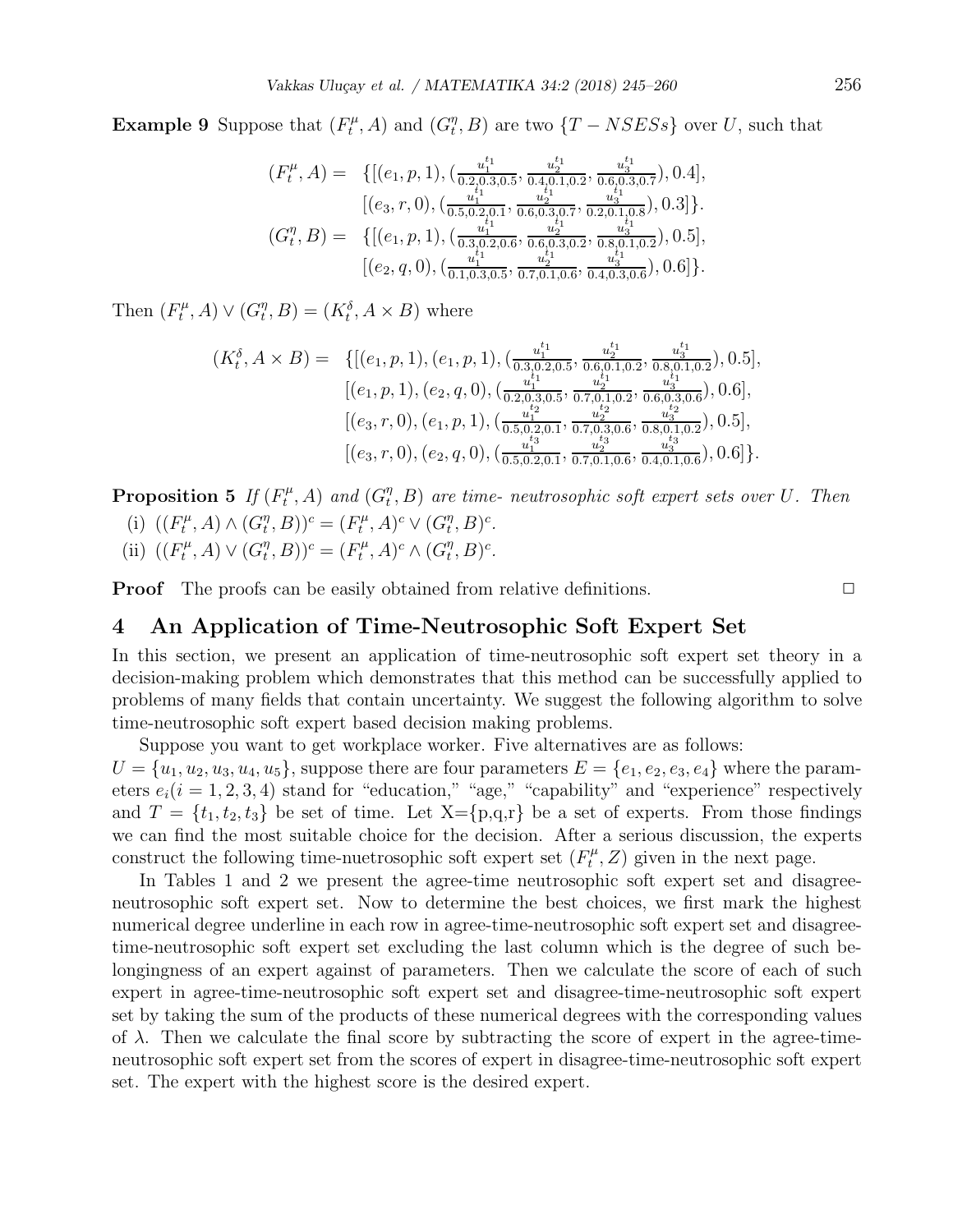**Example 9** Suppose that $(F_t^\mu, A)$ and $(G_t^\eta, B)$ are two $\{T-NSESs\}$ over $U$, such that

$$
\begin{aligned}
(F_t^\mu, A) = \ & \{[(e_1, p, 1), (\tfrac{u_1^{t_1}}{0.2,0.3,0.5}, \tfrac{u_2^{t_1}}{0.4,0.1,0.2}, \tfrac{u_3^{t_1}}{0.6,0.3,0.7}), 0.4], \\
& [(e_3, r, 0), (\tfrac{u_1^{t_1}}{0.5,0.2,0.1}, \tfrac{u_2^{t_1}}{0.6,0.3,0.7}, \tfrac{u_3^{t_1}}{0.2,0.1,0.8}), 0.3]\}. \\
(G_t^\eta, B) = \ & \{[(e_1, p, 1), (\tfrac{u_1^{t_1}}{0.3,0.2,0.6}, \tfrac{u_2^{t_1}}{0.6,0.3,0.2}, \tfrac{u_3^{t_1}}{0.8,0.1,0.2}), 0.5], \\
& [(e_2, q, 0), (\tfrac{u_1^{t_1}}{0.1,0.3,0.5}, \tfrac{u_2^{t_1}}{0.7,0.1,0.6}, \tfrac{u_3^{t_1}}{0.4,0.3,0.6}), 0.6]\}.
\end{aligned}
$$

Then $(F_t^\mu, A) \vee (G_t^\eta, B) = (K_t^\delta, A \times B)$ where

$$
\begin{aligned}
(K_t^\delta, A \times B) = \ & \{[(e_1, p, 1), (e_1, p, 1), (\tfrac{u_1^{t_1}}{0.3,0.2,0.5}, \tfrac{u_2^{t_1}}{0.6,0.1,0.2}, \tfrac{u_3^{t_1}}{0.8,0.1,0.2}), 0.5], \\
& [(e_1, p, 1), (e_2, q, 0), (\tfrac{u_1^{t_1}}{0.2,0.3,0.5}, \tfrac{u_2^{t_1}}{0.7,0.1,0.2}, \tfrac{u_3^{t_1}}{0.6,0.3,0.6}), 0.6], \\
& [(e_3, r, 0), (e_1, p, 1), (\tfrac{u_1^{t_2}}{0.5,0.2,0.1}, \tfrac{u_2^{t_2}}{0.7,0.3,0.6}, \tfrac{u_3^{t_2}}{0.8,0.1,0.2}), 0.5], \\
& [(e_3, r, 0), (e_2, q, 0), (\tfrac{u_1^{t_3}}{0.5,0.2,0.1}, \tfrac{u_2^{t_3}}{0.7,0.1,0.6}, \tfrac{u_3^{t_3}}{0.4,0.1,0.6}), 0.6]\}.
\end{aligned}
$$

**Proposition 5** *If $(F_t^\mu, A)$ and $(G_t^\eta, B)$ are time- neutrosophic soft expert sets over $U$. Then*

(i) $((F_t^\mu, A) \wedge (G_t^\eta, B))^c = (F_t^\mu, A)^c \vee (G_t^\eta, B)^c$.

(ii) $((F_t^\mu, A) \vee (G_t^\eta, B))^c = (F_t^\mu, A)^c \wedge (G_t^\eta, B)^c$.

**Proof** The proofs can be easily obtained from relative definitions. □

## 4 An Application of Time-Neutrosophic Soft Expert Set

In this section, we present an application of time-neutrosophic soft expert set theory in a decision-making problem which demonstrates that this method can be successfully applied to problems of many fields that contain uncertainty. We suggest the following algorithm to solve time-neutrosophic soft expert based decision making problems.

Suppose you want to get workplace worker. Five alternatives are as follows: $U = \{u_1, u_2, u_3, u_4, u_5\}$, suppose there are four parameters $E = \{e_1, e_2, e_3, e_4\}$ where the parameters $e_i (i = 1, 2, 3, 4)$ stand for "education," "age," "capability" and "experience" respectively and $T = \{t_1, t_2, t_3\}$ be set of time. Let X={p,q,r} be a set of experts. From those findings we can find the most suitable choice for the decision. After a serious discussion, the experts construct the following time-nuetrosophic soft expert set $(F_t^\mu, Z)$ given in the next page.

In Tables 1 and 2 we present the agree-time neutrosophic soft expert set and disagree-neutrosophic soft expert set. Now to determine the best choices, we first mark the highest numerical degree underline in each row in agree-time-neutrosophic soft expert set and disagree-time-neutrosophic soft expert set excluding the last column which is the degree of such belongingness of an expert against of parameters. Then we calculate the score of each of such expert in agree-time-neutrosophic soft expert set and disagree-time-neutrosophic soft expert set by taking the sum of the products of these numerical degrees with the corresponding values of $\lambda$. Then we calculate the final score by subtracting the score of expert in the agree-time-neutrosophic soft expert set from the scores of expert in disagree-time-neutrosophic soft expert set. The expert with the highest score is the desired expert.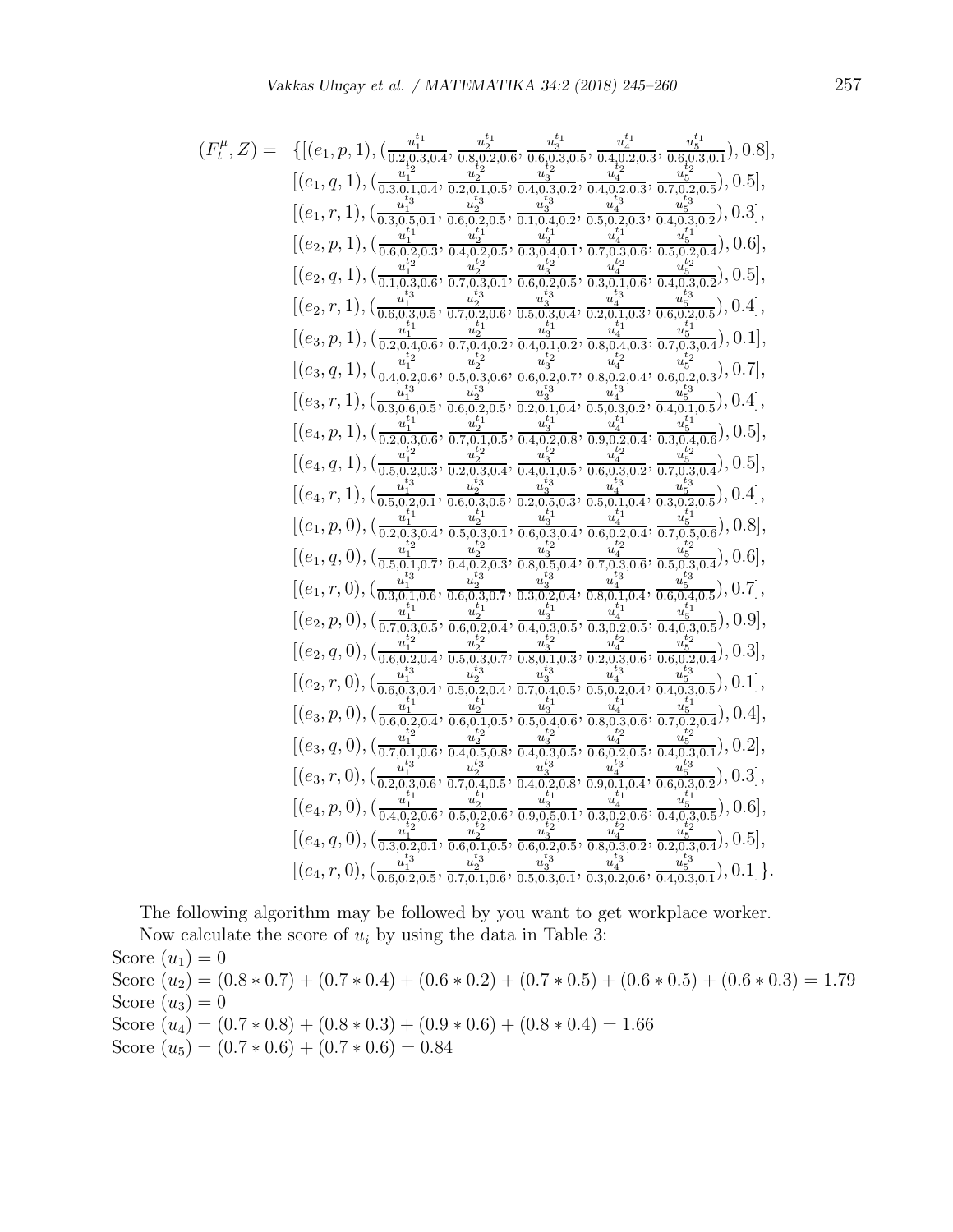$$
\begin{aligned}
(F_t^\mu, Z) = \ & \{[(e_1,p,1),(\tfrac{u_1^{t_1}}{0.2,0.3,0.4},\tfrac{u_2^{t_1}}{0.8,0.2,0.6},\tfrac{u_3^{t_1}}{0.6,0.3,0.5},\tfrac{u_4^{t_1}}{0.4,0.2,0.3},\tfrac{u_5^{t_1}}{0.6,0.3,0.1}),0.8],\\
& [(e_1,q,1),(\tfrac{u_1^{t_2}}{0.3,0.1,0.4},\tfrac{u_2^{t_2}}{0.2,0.1,0.5},\tfrac{u_3^{t_2}}{0.4,0.3,0.2},\tfrac{u_4^{t_2}}{0.4,0.2,0.3},\tfrac{u_5^{t_2}}{0.7,0.2,0.5}),0.5],\\
& [(e_1,r,1),(\tfrac{u_1^{t_3}}{0.3,0.5,0.1},\tfrac{u_2^{t_3}}{0.6,0.2,0.5},\tfrac{u_3^{t_3}}{0.1,0.4,0.2},\tfrac{u_4^{t_3}}{0.5,0.2,0.3},\tfrac{u_5^{t_3}}{0.4,0.3,0.2}),0.3],\\
& [(e_2,p,1),(\tfrac{u_1^{t_1}}{0.6,0.2,0.3},\tfrac{u_2^{t_1}}{0.4,0.2,0.5},\tfrac{u_3^{t_1}}{0.3,0.4,0.1},\tfrac{u_4^{t_1}}{0.7,0.3,0.6},\tfrac{u_5^{t_1}}{0.5,0.2,0.4}),0.6],\\
& [(e_2,q,1),(\tfrac{u_1^{t_2}}{0.1,0.3,0.6},\tfrac{u_2^{t_2}}{0.7,0.3,0.1},\tfrac{u_3^{t_2}}{0.6,0.2,0.5},\tfrac{u_4^{t_2}}{0.3,0.1,0.6},\tfrac{u_5^{t_2}}{0.4,0.3,0.2}),0.5],\\
& [(e_2,r,1),(\tfrac{u_1^{t_3}}{0.6,0.3,0.5},\tfrac{u_2^{t_3}}{0.7,0.2,0.6},\tfrac{u_3^{t_3}}{0.5,0.3,0.4},\tfrac{u_4^{t_3}}{0.2,0.1,0.3},\tfrac{u_5^{t_3}}{0.6,0.2,0.5}),0.4],\\
& [(e_3,p,1),(\tfrac{u_1^{t_1}}{0.2,0.4,0.6},\tfrac{u_2^{t_1}}{0.7,0.4,0.2},\tfrac{u_3^{t_1}}{0.4,0.1,0.2},\tfrac{u_4^{t_1}}{0.8,0.4,0.3},\tfrac{u_5^{t_1}}{0.7,0.3,0.4}),0.1],\\
& [(e_3,q,1),(\tfrac{u_1^{t_2}}{0.4,0.2,0.6},\tfrac{u_2^{t_2}}{0.5,0.3,0.6},\tfrac{u_3^{t_2}}{0.6,0.2,0.7},\tfrac{u_4^{t_2}}{0.8,0.2,0.4},\tfrac{u_5^{t_2}}{0.6,0.2,0.3}),0.7],\\
& [(e_3,r,1),(\tfrac{u_1^{t_3}}{0.3,0.6,0.5},\tfrac{u_2^{t_3}}{0.6,0.2,0.5},\tfrac{u_3^{t_3}}{0.2,0.1,0.4},\tfrac{u_4^{t_3}}{0.5,0.3,0.2},\tfrac{u_5^{t_3}}{0.4,0.1,0.5}),0.4],\\
& [(e_4,p,1),(\tfrac{u_1^{t_1}}{0.2,0.3,0.6},\tfrac{u_2^{t_1}}{0.7,0.1,0.5},\tfrac{u_3^{t_1}}{0.4,0.2,0.8},\tfrac{u_4^{t_1}}{0.9,0.2,0.4},\tfrac{u_5^{t_1}}{0.3,0.4,0.6}),0.5],\\
& [(e_4,q,1),(\tfrac{u_1^{t_2}}{0.5,0.2,0.3},\tfrac{u_2^{t_2}}{0.2,0.3,0.4},\tfrac{u_3^{t_2}}{0.4,0.1,0.5},\tfrac{u_4^{t_2}}{0.6,0.3,0.2},\tfrac{u_5^{t_2}}{0.7,0.3,0.4}),0.5],\\
& [(e_4,r,1),(\tfrac{u_1^{t_3}}{0.5,0.2,0.1},\tfrac{u_2^{t_3}}{0.6,0.3,0.5},\tfrac{u_3^{t_3}}{0.2,0.5,0.3},\tfrac{u_4^{t_3}}{0.5,0.1,0.4},\tfrac{u_5^{t_3}}{0.3,0.2,0.5}),0.4],\\
& [(e_1,p,0),(\tfrac{u_1^{t_1}}{0.2,0.3,0.4},\tfrac{u_2^{t_1}}{0.5,0.3,0.1},\tfrac{u_3^{t_1}}{0.6,0.3,0.4},\tfrac{u_4^{t_1}}{0.6,0.2,0.4},\tfrac{u_5^{t_1}}{0.7,0.5,0.6}),0.8],\\
& [(e_1,q,0),(\tfrac{u_1^{t_2}}{0.5,0.1,0.7},\tfrac{u_2^{t_2}}{0.4,0.2,0.3},\tfrac{u_3^{t_2}}{0.8,0.5,0.4},\tfrac{u_4^{t_2}}{0.7,0.3,0.6},\tfrac{u_5^{t_2}}{0.5,0.3,0.4}),0.6],\\
& [(e_1,r,0),(\tfrac{u_1^{t_3}}{0.3,0.1,0.6},\tfrac{u_2^{t_3}}{0.6,0.3,0.7},\tfrac{u_3^{t_3}}{0.3,0.2,0.4},\tfrac{u_4^{t_3}}{0.8,0.1,0.4},\tfrac{u_5^{t_3}}{0.6,0.4,0.5}),0.7],\\
& [(e_2,p,0),(\tfrac{u_1^{t_1}}{0.7,0.3,0.5},\tfrac{u_2^{t_1}}{0.6,0.2,0.4},\tfrac{u_3^{t_1}}{0.4,0.3,0.5},\tfrac{u_4^{t_1}}{0.3,0.2,0.5},\tfrac{u_5^{t_1}}{0.4,0.3,0.5}),0.9],\\
& [(e_2,q,0),(\tfrac{u_1^{t_2}}{0.6,0.2,0.4},\tfrac{u_2^{t_2}}{0.5,0.3,0.7},\tfrac{u_3^{t_2}}{0.8,0.1,0.3},\tfrac{u_4^{t_2}}{0.2,0.3,0.6},\tfrac{u_5^{t_2}}{0.6,0.2,0.4}),0.3],\\
& [(e_2,r,0),(\tfrac{u_1^{t_3}}{0.6,0.3,0.4},\tfrac{u_2^{t_3}}{0.5,0.2,0.4},\tfrac{u_3^{t_3}}{0.7,0.4,0.5},\tfrac{u_4^{t_3}}{0.5,0.2,0.4},\tfrac{u_5^{t_3}}{0.4,0.3,0.5}),0.1],\\
& [(e_3,p,0),(\tfrac{u_1^{t_1}}{0.6,0.2,0.4},\tfrac{u_2^{t_1}}{0.6,0.1,0.5},\tfrac{u_3^{t_1}}{0.5,0.4,0.6},\tfrac{u_4^{t_1}}{0.8,0.3,0.6},\tfrac{u_5^{t_1}}{0.7,0.2,0.4}),0.4],\\
& [(e_3,q,0),(\tfrac{u_1^{t_2}}{0.7,0.1,0.6},\tfrac{u_2^{t_2}}{0.4,0.5,0.8},\tfrac{u_3^{t_2}}{0.4,0.3,0.5},\tfrac{u_4^{t_2}}{0.6,0.2,0.5},\tfrac{u_5^{t_2}}{0.4,0.3,0.1}),0.2],\\
& [(e_3,r,0),(\tfrac{u_1^{t_3}}{0.2,0.3,0.6},\tfrac{u_2^{t_3}}{0.7,0.4,0.5},\tfrac{u_3^{t_3}}{0.4,0.2,0.8},\tfrac{u_4^{t_3}}{0.9,0.1,0.4},\tfrac{u_5^{t_3}}{0.6,0.3,0.2}),0.3],\\
& [(e_4,p,0),(\tfrac{u_1^{t_1}}{0.4,0.2,0.6},\tfrac{u_2^{t_1}}{0.5,0.2,0.6},\tfrac{u_3^{t_1}}{0.9,0.5,0.1},\tfrac{u_4^{t_1}}{0.3,0.2,0.6},\tfrac{u_5^{t_1}}{0.4,0.3,0.5}),0.6],\\
& [(e_4,q,0),(\tfrac{u_1^{t_2}}{0.3,0.2,0.1},\tfrac{u_2^{t_2}}{0.6,0.1,0.5},\tfrac{u_3^{t_2}}{0.6,0.2,0.5},\tfrac{u_4^{t_2}}{0.8,0.3,0.2},\tfrac{u_5^{t_2}}{0.2,0.3,0.4}),0.5],\\
& [(e_4,r,0),(\tfrac{u_1^{t_3}}{0.6,0.2,0.5},\tfrac{u_2^{t_3}}{0.7,0.1,0.6},\tfrac{u_3^{t_3}}{0.5,0.3,0.1},\tfrac{u_4^{t_3}}{0.3,0.2,0.6},\tfrac{u_5^{t_3}}{0.4,0.3,0.1}),0.1]\}.
\end{aligned}
$$

The following algorithm may be followed by you want to get workplace worker.

Now calculate the score of $u_i$ by using the data in Table 3:

Score $(u_1) = 0$

Score $(u_2) = (0.8 * 0.7) + (0.7 * 0.4) + (0.6 * 0.2) + (0.7 * 0.5) + (0.6 * 0.5) + (0.6 * 0.3) = 1.79$

Score $(u_3) = 0$

Score $(u_4) = (0.7 * 0.8) + (0.8 * 0.3) + (0.9 * 0.6) + (0.8 * 0.4) = 1.66$

Score $(u_5) = (0.7 * 0.6) + (0.7 * 0.6) = 0.84$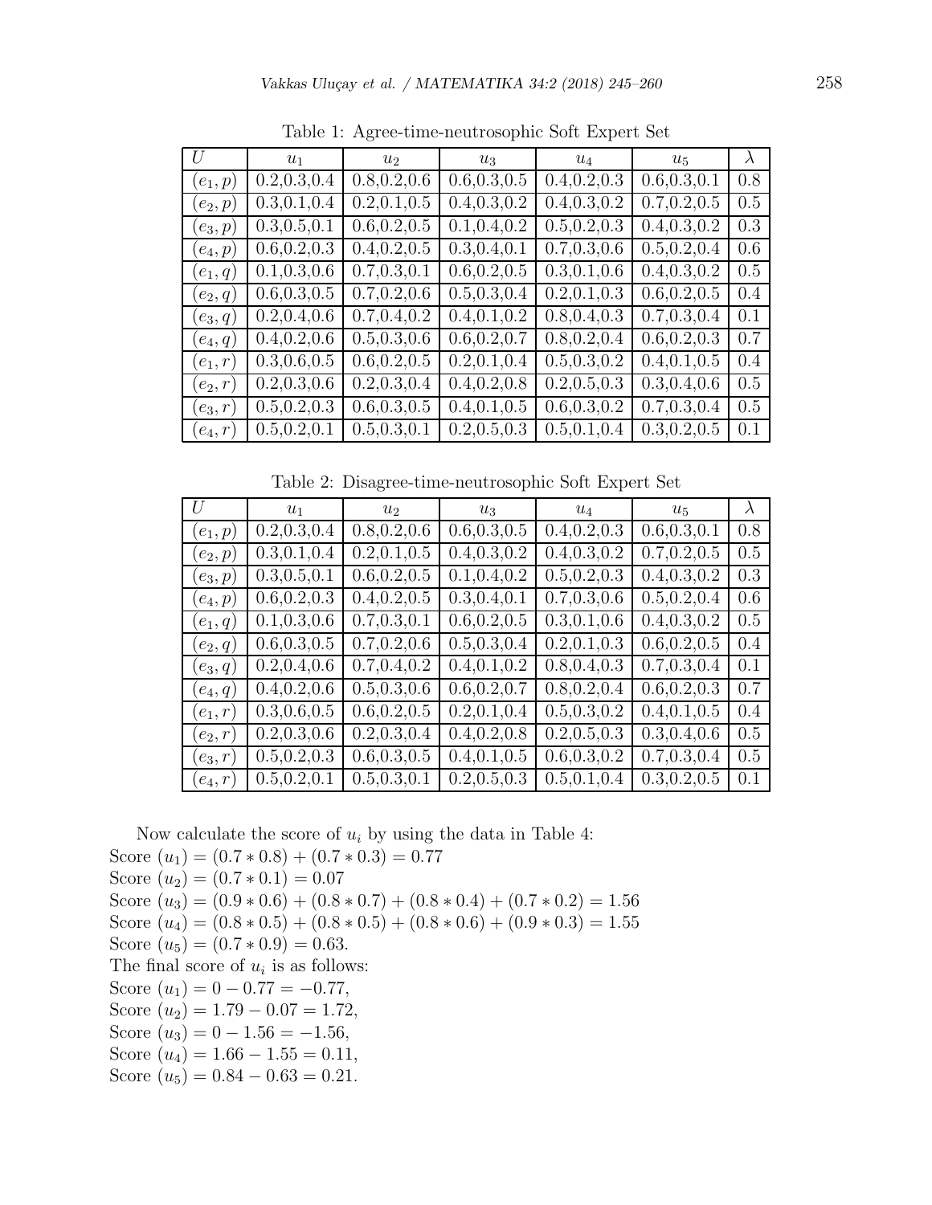Table 1: Agree-time-neutrosophic Soft Expert Set

| $U$ | $u_1$ | $u_2$ | $u_3$ | $u_4$ | $u_5$ | $\lambda$ |
|---|---|---|---|---|---|---|
| $(e_1, p)$ | 0.2,0.3,0.4 | 0.8,0.2,0.6 | 0.6,0.3,0.5 | 0.4,0.2,0.3 | 0.6,0.3,0.1 | 0.8 |
| $(e_2, p)$ | 0.3,0.1,0.4 | 0.2,0.1,0.5 | 0.4,0.3,0.2 | 0.4,0.3,0.2 | 0.7,0.2,0.5 | 0.5 |
| $(e_3, p)$ | 0.3,0.5,0.1 | 0.6,0.2,0.5 | 0.1,0.4,0.2 | 0.5,0.2,0.3 | 0.4,0.3,0.2 | 0.3 |
| $(e_4, p)$ | 0.6,0.2,0.3 | 0.4,0.2,0.5 | 0.3,0.4,0.1 | 0.7,0.3,0.6 | 0.5,0.2,0.4 | 0.6 |
| $(e_1, q)$ | 0.1,0.3,0.6 | 0.7,0.3,0.1 | 0.6,0.2,0.5 | 0.3,0.1,0.6 | 0.4,0.3,0.2 | 0.5 |
| $(e_2, q)$ | 0.6,0.3,0.5 | 0.7,0.2,0.6 | 0.5,0.3,0.4 | 0.2,0.1,0.3 | 0.6,0.2,0.5 | 0.4 |
| $(e_3, q)$ | 0.2,0.4,0.6 | 0.7,0.4,0.2 | 0.4,0.1,0.2 | 0.8,0.4,0.3 | 0.7,0.3,0.4 | 0.1 |
| $(e_4, q)$ | 0.4,0.2,0.6 | 0.5,0.3,0.6 | 0.6,0.2,0.7 | 0.8,0.2,0.4 | 0.6,0.2,0.3 | 0.7 |
| $(e_1, r)$ | 0.3,0.6,0.5 | 0.6,0.2,0.5 | 0.2,0.1,0.4 | 0.5,0.3,0.2 | 0.4,0.1,0.5 | 0.4 |
| $(e_2, r)$ | 0.2,0.3,0.6 | 0.2,0.3,0.4 | 0.4,0.2,0.8 | 0.2,0.5,0.3 | 0.3,0.4,0.6 | 0.5 |
| $(e_3, r)$ | 0.5,0.2,0.3 | 0.6,0.3,0.5 | 0.4,0.1,0.5 | 0.6,0.3,0.2 | 0.7,0.3,0.4 | 0.5 |
| $(e_4, r)$ | 0.5,0.2,0.1 | 0.5,0.3,0.1 | 0.2,0.5,0.3 | 0.5,0.1,0.4 | 0.3,0.2,0.5 | 0.1 |

Table 2: Disagree-time-neutrosophic Soft Expert Set

| $U$ | $u_1$ | $u_2$ | $u_3$ | $u_4$ | $u_5$ | $\lambda$ |
|---|---|---|---|---|---|---|
| $(e_1, p)$ | 0.2,0.3,0.4 | 0.8,0.2,0.6 | 0.6,0.3,0.5 | 0.4,0.2,0.3 | 0.6,0.3,0.1 | 0.8 |
| $(e_2, p)$ | 0.3,0.1,0.4 | 0.2,0.1,0.5 | 0.4,0.3,0.2 | 0.4,0.3,0.2 | 0.7,0.2,0.5 | 0.5 |
| $(e_3, p)$ | 0.3,0.5,0.1 | 0.6,0.2,0.5 | 0.1,0.4,0.2 | 0.5,0.2,0.3 | 0.4,0.3,0.2 | 0.3 |
| $(e_4, p)$ | 0.6,0.2,0.3 | 0.4,0.2,0.5 | 0.3,0.4,0.1 | 0.7,0.3,0.6 | 0.5,0.2,0.4 | 0.6 |
| $(e_1, q)$ | 0.1,0.3,0.6 | 0.7,0.3,0.1 | 0.6,0.2,0.5 | 0.3,0.1,0.6 | 0.4,0.3,0.2 | 0.5 |
| $(e_2, q)$ | 0.6,0.3,0.5 | 0.7,0.2,0.6 | 0.5,0.3,0.4 | 0.2,0.1,0.3 | 0.6,0.2,0.5 | 0.4 |
| $(e_3, q)$ | 0.2,0.4,0.6 | 0.7,0.4,0.2 | 0.4,0.1,0.2 | 0.8,0.4,0.3 | 0.7,0.3,0.4 | 0.1 |
| $(e_4, q)$ | 0.4,0.2,0.6 | 0.5,0.3,0.6 | 0.6,0.2,0.7 | 0.8,0.2,0.4 | 0.6,0.2,0.3 | 0.7 |
| $(e_1, r)$ | 0.3,0.6,0.5 | 0.6,0.2,0.5 | 0.2,0.1,0.4 | 0.5,0.3,0.2 | 0.4,0.1,0.5 | 0.4 |
| $(e_2, r)$ | 0.2,0.3,0.6 | 0.2,0.3,0.4 | 0.4,0.2,0.8 | 0.2,0.5,0.3 | 0.3,0.4,0.6 | 0.5 |
| $(e_3, r)$ | 0.5,0.2,0.3 | 0.6,0.3,0.5 | 0.4,0.1,0.5 | 0.6,0.3,0.2 | 0.7,0.3,0.4 | 0.5 |
| $(e_4, r)$ | 0.5,0.2,0.1 | 0.5,0.3,0.1 | 0.2,0.5,0.3 | 0.5,0.1,0.4 | 0.3,0.2,0.5 | 0.1 |

Now calculate the score of $u_i$ by using the data in Table 4:

Score $(u_1) = (0.7 * 0.8) + (0.7 * 0.3) = 0.77$

Score $(u_2) = (0.7 * 0.1) = 0.07$

Score $(u_3) = (0.9 * 0.6) + (0.8 * 0.7) + (0.8 * 0.4) + (0.7 * 0.2) = 1.56$

Score $(u_4) = (0.8 * 0.5) + (0.8 * 0.5) + (0.8 * 0.6) + (0.9 * 0.3) = 1.55$

Score $(u_5) = (0.7 * 0.9) = 0.63$.

The final score of $u_i$ is as follows:

Score $(u_1) = 0 - 0.77 = -0.77$,

Score $(u_2) = 1.79 - 0.07 = 1.72$,

Score $(u_3) = 0 - 1.56 = -1.56$,

Score $(u_4) = 1.66 - 1.55 = 0.11$,

Score $(u_5) = 0.84 - 0.63 = 0.21$.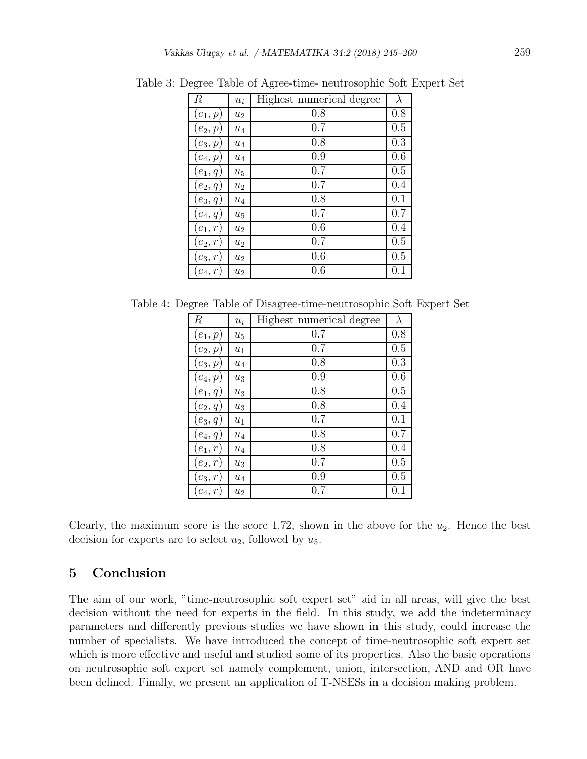Table 3: Degree Table of Agree-time- neutrosophic Soft Expert Set

| $R$ | $u_i$ | Highest numerical degree | $\lambda$ |
|---|---|---|---|
| $(e_1, p)$ | $u_2$ | 0.8 | 0.8 |
| $(e_2, p)$ | $u_4$ | 0.7 | 0.5 |
| $(e_3, p)$ | $u_4$ | 0.8 | 0.3 |
| $(e_4, p)$ | $u_4$ | 0.9 | 0.6 |
| $(e_1, q)$ | $u_5$ | 0.7 | 0.5 |
| $(e_2, q)$ | $u_2$ | 0.7 | 0.4 |
| $(e_3, q)$ | $u_4$ | 0.8 | 0.1 |
| $(e_4, q)$ | $u_5$ | 0.7 | 0.7 |
| $(e_1, r)$ | $u_2$ | 0.6 | 0.4 |
| $(e_2, r)$ | $u_2$ | 0.7 | 0.5 |
| $(e_3, r)$ | $u_2$ | 0.6 | 0.5 |
| $(e_4, r)$ | $u_2$ | 0.6 | 0.1 |

Table 4: Degree Table of Disagree-time-neutrosophic Soft Expert Set

| $R$ | $u_i$ | Highest numerical degree | $\lambda$ |
|---|---|---|---|
| $(e_1, p)$ | $u_5$ | 0.7 | 0.8 |
| $(e_2, p)$ | $u_1$ | 0.7 | 0.5 |
| $(e_3, p)$ | $u_4$ | 0.8 | 0.3 |
| $(e_4, p)$ | $u_3$ | 0.9 | 0.6 |
| $(e_1, q)$ | $u_3$ | 0.8 | 0.5 |
| $(e_2, q)$ | $u_3$ | 0.8 | 0.4 |
| $(e_3, q)$ | $u_1$ | 0.7 | 0.1 |
| $(e_4, q)$ | $u_4$ | 0.8 | 0.7 |
| $(e_1, r)$ | $u_4$ | 0.8 | 0.4 |
| $(e_2, r)$ | $u_3$ | 0.7 | 0.5 |
| $(e_3, r)$ | $u_4$ | 0.9 | 0.5 |
| $(e_4, r)$ | $u_2$ | 0.7 | 0.1 |

Clearly, the maximum score is the score 1.72, shown in the above for the $u_2$. Hence the best decision for experts are to select $u_2$, followed by $u_5$.

## 5 Conclusion

The aim of our work, "time-neutrosophic soft expert set" aid in all areas, will give the best decision without the need for experts in the field. In this study, we add the indeterminacy parameters and differently previous studies we have shown in this study, could increase the number of specialists. We have introduced the concept of time-neutrosophic soft expert set which is more effective and useful and studied some of its properties. Also the basic operations on neutrosophic soft expert set namely complement, union, intersection, AND and OR have been defined. Finally, we present an application of T-NSESs in a decision making problem.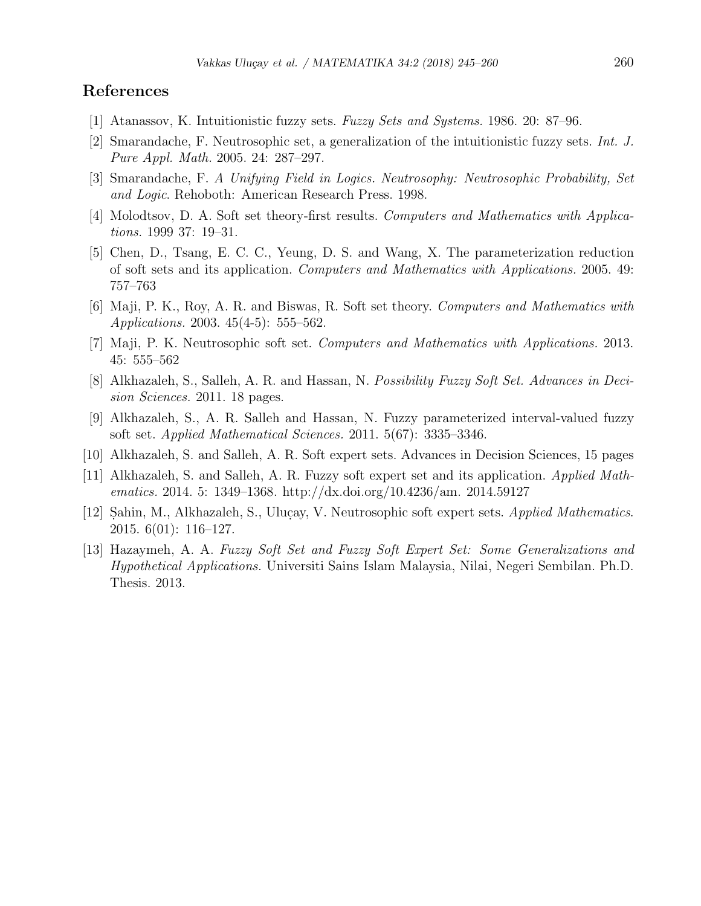## References

[1] Atanassov, K. Intuitionistic fuzzy sets. *Fuzzy Sets and Systems.* 1986. 20: 87–96.

[2] Smarandache, F. Neutrosophic set, a generalization of the intuitionistic fuzzy sets. *Int. J. Pure Appl. Math.* 2005. 24: 287–297.

[3] Smarandache, F. *A Unifying Field in Logics. Neutrosophy: Neutrosophic Probability, Set and Logic*. Rehoboth: American Research Press. 1998.

[4] Molodtsov, D. A. Soft set theory-first results. *Computers and Mathematics with Applications.* 1999 37: 19–31.

[5] Chen, D., Tsang, E. C. C., Yeung, D. S. and Wang, X. The parameterization reduction of soft sets and its application. *Computers and Mathematics with Applications.* 2005. 49: 757–763

[6] Maji, P. K., Roy, A. R. and Biswas, R. Soft set theory. *Computers and Mathematics with Applications.* 2003. 45(4-5): 555–562.

[7] Maji, P. K. Neutrosophic soft set. *Computers and Mathematics with Applications.* 2013. 45: 555–562

[8] Alkhazaleh, S., Salleh, A. R. and Hassan, N. *Possibility Fuzzy Soft Set. Advances in Decision Sciences.* 2011. 18 pages.

[9] Alkhazaleh, S., A. R. Salleh and Hassan, N. Fuzzy parameterized interval-valued fuzzy soft set. *Applied Mathematical Sciences.* 2011. 5(67): 3335–3346.

[10] Alkhazaleh, S. and Salleh, A. R. Soft expert sets. Advances in Decision Sciences, 15 pages

[11] Alkhazaleh, S. and Salleh, A. R. Fuzzy soft expert set and its application. *Applied Mathematics.* 2014. 5: 1349–1368. http://dx.doi.org/10.4236/am. 2014.59127

[12] Şahin, M., Alkhazaleh, S., Uluçay, V. Neutrosophic soft expert sets. *Applied Mathematics.* 2015. 6(01): 116–127.

[13] Hazaymeh, A. A. *Fuzzy Soft Set and Fuzzy Soft Expert Set: Some Generalizations and Hypothetical Applications.* Universiti Sains Islam Malaysia, Nilai, Negeri Sembilan. Ph.D. Thesis. 2013.